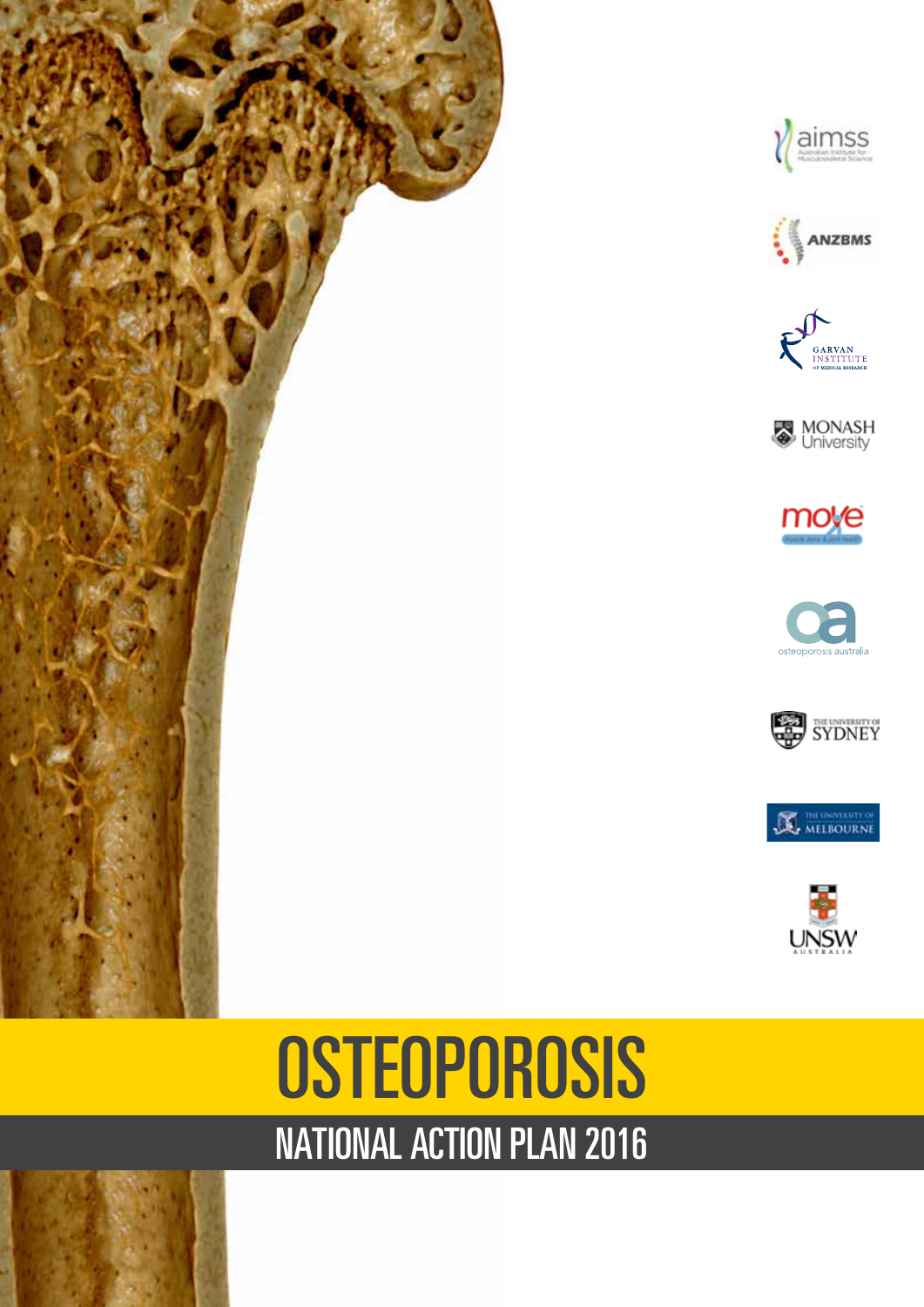aimss
Australian Institute for Musculoskeletal Science

ANZBMS

GARVAN INSTITUTE OF MEDICAL RESEARCH

MONASH University

move
muscle bone & joint health

osteoporosis australia

THE UNIVERSITY OF SYDNEY

THE UNIVERSITY OF MELBOURNE

UNSW AUSTRALIA

# OSTEOPOROSIS

## NATIONAL ACTION PLAN 2016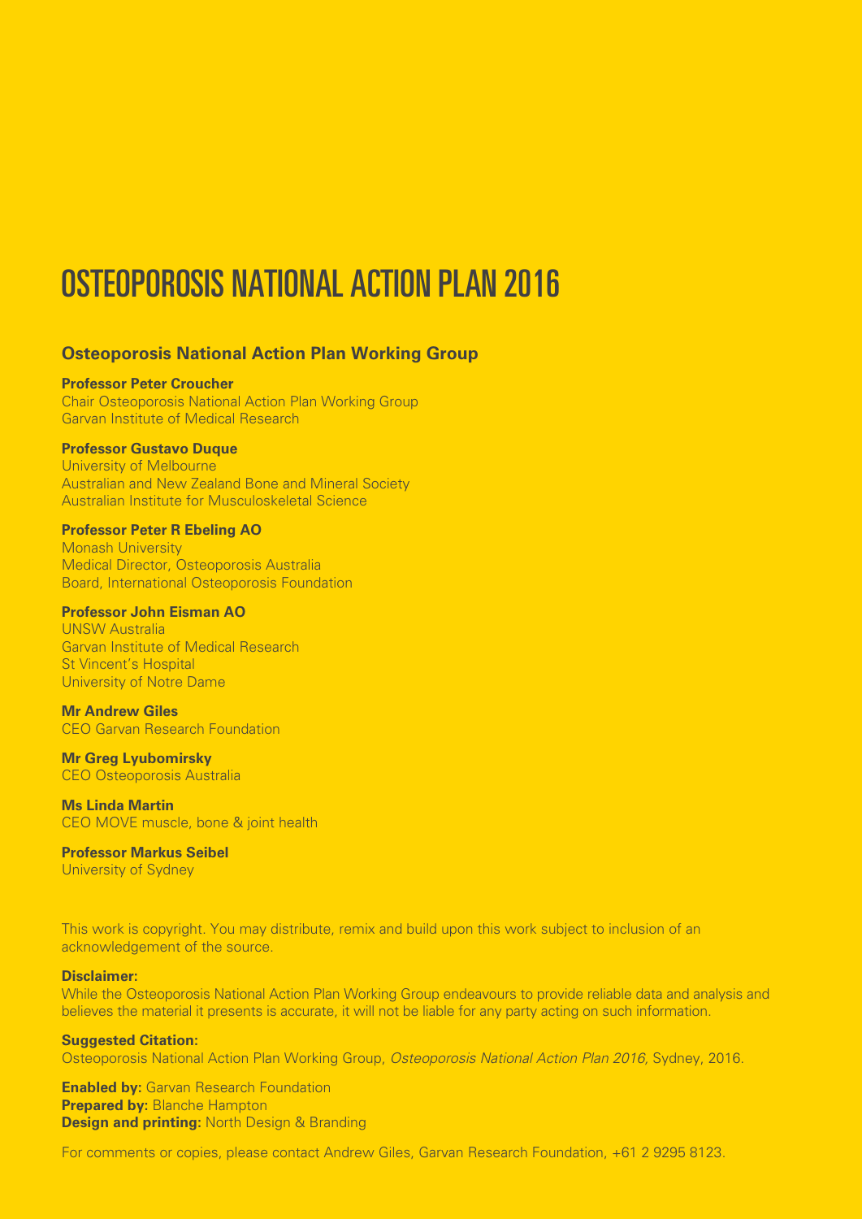# OSTEOPOROSIS NATIONAL ACTION PLAN 2016

## Osteoporosis National Action Plan Working Group

**Professor Peter Croucher**
Chair Osteoporosis National Action Plan Working Group
Garvan Institute of Medical Research

**Professor Gustavo Duque**
University of Melbourne
Australian and New Zealand Bone and Mineral Society
Australian Institute for Musculoskeletal Science

**Professor Peter R Ebeling AO**
Monash University
Medical Director, Osteoporosis Australia
Board, International Osteoporosis Foundation

**Professor John Eisman AO**
UNSW Australia
Garvan Institute of Medical Research
St Vincent's Hospital
University of Notre Dame

**Mr Andrew Giles**
CEO Garvan Research Foundation

**Mr Greg Lyubomirsky**
CEO Osteoporosis Australia

**Ms Linda Martin**
CEO MOVE muscle, bone & joint health

**Professor Markus Seibel**
University of Sydney

This work is copyright. You may distribute, remix and build upon this work subject to inclusion of an acknowledgement of the source.

**Disclaimer:**
While the Osteoporosis National Action Plan Working Group endeavours to provide reliable data and analysis and believes the material it presents is accurate, it will not be liable for any party acting on such information.

**Suggested Citation:**
Osteoporosis National Action Plan Working Group, *Osteoporosis National Action Plan 2016,* Sydney, 2016.

**Enabled by:** Garvan Research Foundation
**Prepared by:** Blanche Hampton
**Design and printing:** North Design & Branding

For comments or copies, please contact Andrew Giles, Garvan Research Foundation, +61 2 9295 8123.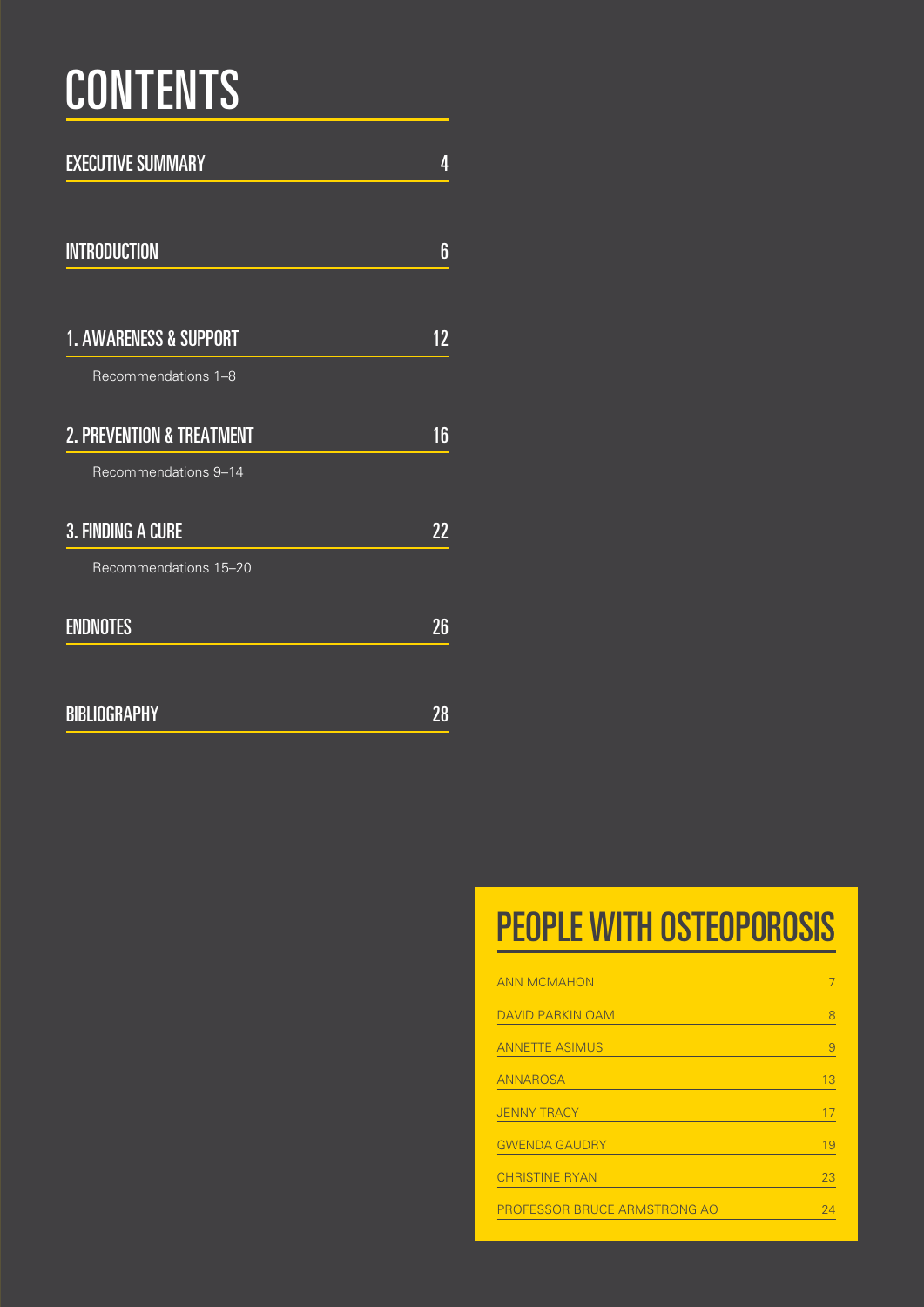# CONTENTS

| | |
|---|---|
| EXECUTIVE SUMMARY | 4 |
| INTRODUCTION | 6 |
| 1. AWARENESS & SUPPORT | 12 |
| Recommendations 1–8 | |
| 2. PREVENTION & TREATMENT | 16 |
| Recommendations 9–14 | |
| 3. FINDING A CURE | 22 |
| Recommendations 15–20 | |
| ENDNOTES | 26 |
| BIBLIOGRAPHY | 28 |

## PEOPLE WITH OSTEOPOROSIS

| | |
|---|---|
| ANN MCMAHON | 7 |
| DAVID PARKIN OAM | 8 |
| ANNETTE ASIMUS | 9 |
| ANNAROSA | 13 |
| JENNY TRACY | 17 |
| GWENDA GAUDRY | 19 |
| CHRISTINE RYAN | 23 |
| PROFESSOR BRUCE ARMSTRONG AO | 24 |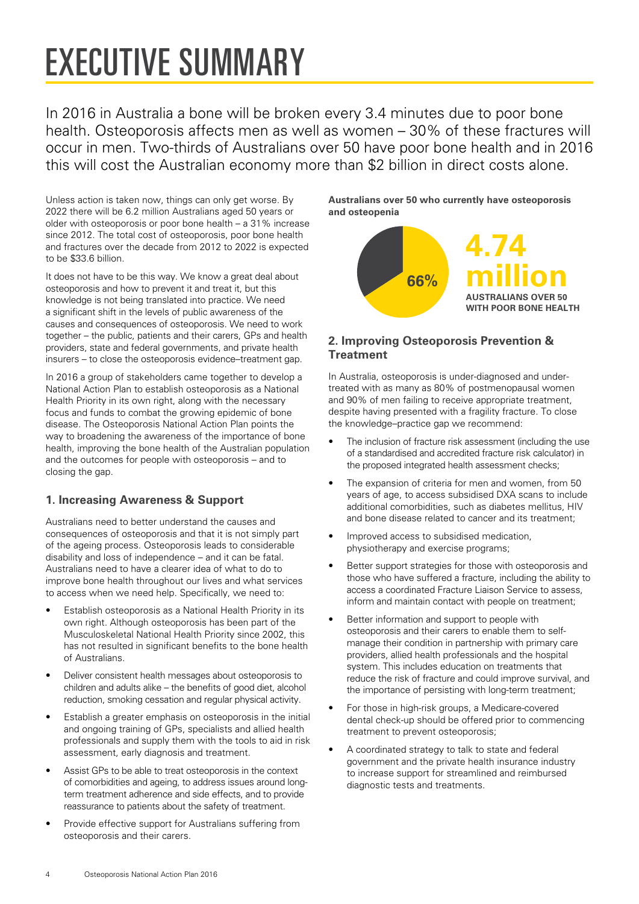# EXECUTIVE SUMMARY

In 2016 in Australia a bone will be broken every 3.4 minutes due to poor bone health. Osteoporosis affects men as well as women – 30% of these fractures will occur in men. Two-thirds of Australians over 50 have poor bone health and in 2016 this will cost the Australian economy more than $2 billion in direct costs alone.

Unless action is taken now, things can only get worse. By 2022 there will be 6.2 million Australians aged 50 years or older with osteoporosis or poor bone health – a 31% increase since 2012. The total cost of osteoporosis, poor bone health and fractures over the decade from 2012 to 2022 is expected to be $33.6 billion.

It does not have to be this way. We know a great deal about osteoporosis and how to prevent it and treat it, but this knowledge is not being translated into practice. We need a significant shift in the levels of public awareness of the causes and consequences of osteoporosis. We need to work together – the public, patients and their carers, GPs and health providers, state and federal governments, and private health insurers – to close the osteoporosis evidence–treatment gap.

In 2016 a group of stakeholders came together to develop a National Action Plan to establish osteoporosis as a National Health Priority in its own right, along with the necessary focus and funds to combat the growing epidemic of bone disease. The Osteoporosis National Action Plan points the way to broadening the awareness of the importance of bone health, improving the bone health of the Australian population and the outcomes for people with osteoporosis – and to closing the gap.

## 1. Increasing Awareness & Support

Australians need to better understand the causes and consequences of osteoporosis and that it is not simply part of the ageing process. Osteoporosis leads to considerable disability and loss of independence – and it can be fatal. Australians need to have a clearer idea of what to do to improve bone health throughout our lives and what services to access when we need help. Specifically, we need to:

- Establish osteoporosis as a National Health Priority in its own right. Although osteoporosis has been part of the Musculoskeletal National Health Priority since 2002, this has not resulted in significant benefits to the bone health of Australians.
- Deliver consistent health messages about osteoporosis to children and adults alike – the benefits of good diet, alcohol reduction, smoking cessation and regular physical activity.
- Establish a greater emphasis on osteoporosis in the initial and ongoing training of GPs, specialists and allied health professionals and supply them with the tools to aid in risk assessment, early diagnosis and treatment.
- Assist GPs to be able to treat osteoporosis in the context of comorbidities and ageing, to address issues around long-term treatment adherence and side effects, and to provide reassurance to patients about the safety of treatment.
- Provide effective support for Australians suffering from osteoporosis and their carers.

**Australians over 50 who currently have osteoporosis and osteopenia**

66%

**4.74 million**

**AUSTRALIANS OVER 50 WITH POOR BONE HEALTH**

## 2. Improving Osteoporosis Prevention & Treatment

In Australia, osteoporosis is under-diagnosed and under-treated with as many as 80% of postmenopausal women and 90% of men failing to receive appropriate treatment, despite having presented with a fragility fracture. To close the knowledge–practice gap we recommend:

- The inclusion of fracture risk assessment (including the use of a standardised and accredited fracture risk calculator) in the proposed integrated health assessment checks;
- The expansion of criteria for men and women, from 50 years of age, to access subsidised DXA scans to include additional comorbidities, such as diabetes mellitus, HIV and bone disease related to cancer and its treatment;
- Improved access to subsidised medication, physiotherapy and exercise programs;
- Better support strategies for those with osteoporosis and those who have suffered a fracture, including the ability to access a coordinated Fracture Liaison Service to assess, inform and maintain contact with people on treatment;
- Better information and support to people with osteoporosis and their carers to enable them to self-manage their condition in partnership with primary care providers, allied health professionals and the hospital system. This includes education on treatments that reduce the risk of fracture and could improve survival, and the importance of persisting with long-term treatment;
- For those in high-risk groups, a Medicare-covered dental check-up should be offered prior to commencing treatment to prevent osteoporosis;
- A coordinated strategy to talk to state and federal government and the private health insurance industry to increase support for streamlined and reimbursed diagnostic tests and treatments.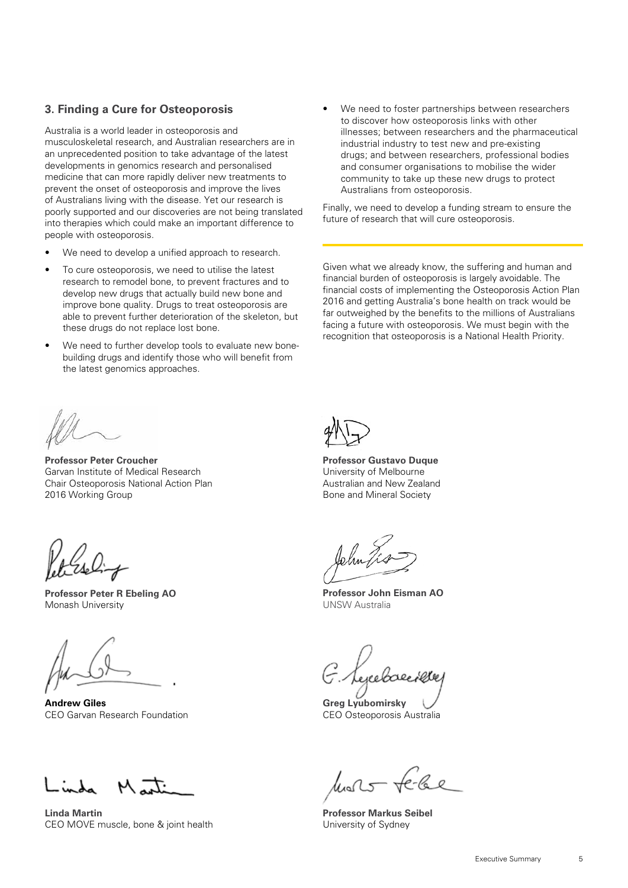### 3. Finding a Cure for Osteoporosis

Australia is a world leader in osteoporosis and musculoskeletal research, and Australian researchers are in an unprecedented position to take advantage of the latest developments in genomics research and personalised medicine that can more rapidly deliver new treatments to prevent the onset of osteoporosis and improve the lives of Australians living with the disease. Yet our research is poorly supported and our discoveries are not being translated into therapies which could make an important difference to people with osteoporosis.

- We need to develop a unified approach to research.
- To cure osteoporosis, we need to utilise the latest research to remodel bone, to prevent fractures and to develop new drugs that actually build new bone and improve bone quality. Drugs to treat osteoporosis are able to prevent further deterioration of the skeleton, but these drugs do not replace lost bone.
- We need to further develop tools to evaluate new bone-building drugs and identify those who will benefit from the latest genomics approaches.
- We need to foster partnerships between researchers to discover how osteoporosis links with other illnesses; between researchers and the pharmaceutical industrial industry to test new and pre-existing drugs; and between researchers, professional bodies and consumer organisations to mobilise the wider community to take up these new drugs to protect Australians from osteoporosis.

Finally, we need to develop a funding stream to ensure the future of research that will cure osteoporosis.

---

Given what we already know, the suffering and human and financial burden of osteoporosis is largely avoidable. The financial costs of implementing the Osteoporosis Action Plan 2016 and getting Australia's bone health on track would be far outweighed by the benefits to the millions of Australians facing a future with osteoporosis. We must begin with the recognition that osteoporosis is a National Health Priority.

**Professor Peter Croucher**
Garvan Institute of Medical Research
Chair Osteoporosis National Action Plan
2016 Working Group

**Professor Gustavo Duque**
University of Melbourne
Australian and New Zealand
Bone and Mineral Society

**Professor Peter R Ebeling AO**
Monash University

**Professor John Eisman AO**
UNSW Australia

**Andrew Giles**
CEO Garvan Research Foundation

**Greg Lyubomirsky**
CEO Osteoporosis Australia

**Linda Martin**
CEO MOVE muscle, bone & joint health

**Professor Markus Seibel**
University of Sydney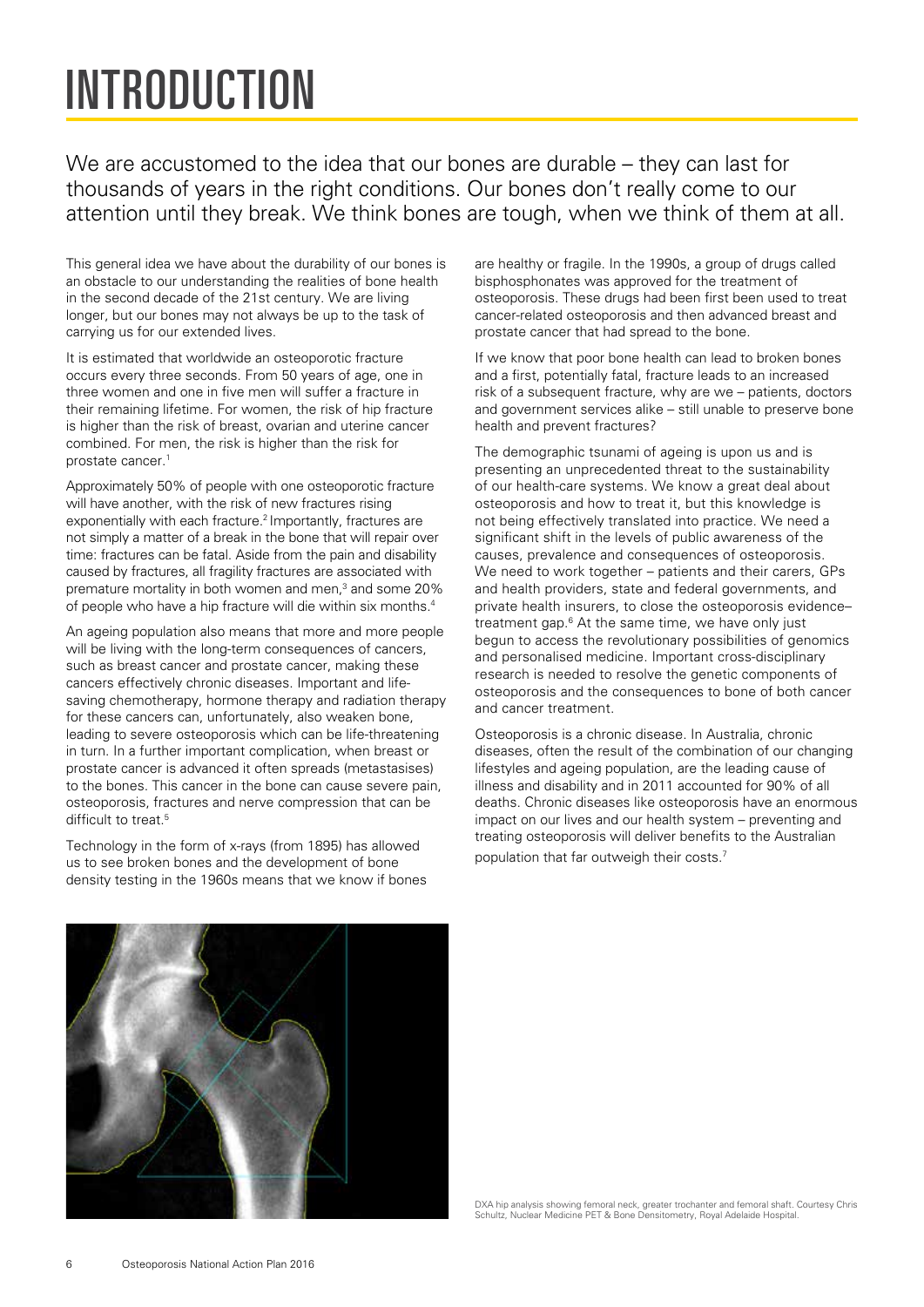# INTRODUCTION

We are accustomed to the idea that our bones are durable – they can last for thousands of years in the right conditions. Our bones don't really come to our attention until they break. We think bones are tough, when we think of them at all.

This general idea we have about the durability of our bones is an obstacle to our understanding the realities of bone health in the second decade of the 21st century. We are living longer, but our bones may not always be up to the task of carrying us for our extended lives.

It is estimated that worldwide an osteoporotic fracture occurs every three seconds. From 50 years of age, one in three women and one in five men will suffer a fracture in their remaining lifetime. For women, the risk of hip fracture is higher than the risk of breast, ovarian and uterine cancer combined. For men, the risk is higher than the risk for prostate cancer.[1]

Approximately 50% of people with one osteoporotic fracture will have another, with the risk of new fractures rising exponentially with each fracture.[2] Importantly, fractures are not simply a matter of a break in the bone that will repair over time: fractures can be fatal. Aside from the pain and disability caused by fractures, all fragility fractures are associated with premature mortality in both women and men,[3] and some 20% of people who have a hip fracture will die within six months.[4]

An ageing population also means that more and more people will be living with the long-term consequences of cancers, such as breast cancer and prostate cancer, making these cancers effectively chronic diseases. Important and life-saving chemotherapy, hormone therapy and radiation therapy for these cancers can, unfortunately, also weaken bone, leading to severe osteoporosis which can be life-threatening in turn. In a further important complication, when breast or prostate cancer is advanced it often spreads (metastasises) to the bones. This cancer in the bone can cause severe pain, osteoporosis, fractures and nerve compression that can be difficult to treat.[5]

Technology in the form of x-rays (from 1895) has allowed us to see broken bones and the development of bone density testing in the 1960s means that we know if bones are healthy or fragile. In the 1990s, a group of drugs called bisphosphonates was approved for the treatment of osteoporosis. These drugs had been first been used to treat cancer-related osteoporosis and then advanced breast and prostate cancer that had spread to the bone.

If we know that poor bone health can lead to broken bones and a first, potentially fatal, fracture leads to an increased risk of a subsequent fracture, why are we – patients, doctors and government services alike – still unable to preserve bone health and prevent fractures?

The demographic tsunami of ageing is upon us and is presenting an unprecedented threat to the sustainability of our health-care systems. We know a great deal about osteoporosis and how to treat it, but this knowledge is not being effectively translated into practice. We need a significant shift in the levels of public awareness of the causes, prevalence and consequences of osteoporosis. We need to work together – patients and their carers, GPs and health providers, state and federal governments, and private health insurers, to close the osteoporosis evidence–treatment gap.[6] At the same time, we have only just begun to access the revolutionary possibilities of genomics and personalised medicine. Important cross-disciplinary research is needed to resolve the genetic components of osteoporosis and the consequences to bone of both cancer and cancer treatment.

Osteoporosis is a chronic disease. In Australia, chronic diseases, often the result of the combination of our changing lifestyles and ageing population, are the leading cause of illness and disability and in 2011 accounted for 90% of all deaths. Chronic diseases like osteoporosis have an enormous impact on our lives and our health system – preventing and treating osteoporosis will deliver benefits to the Australian population that far outweigh their costs.[7]

DXA hip analysis showing femoral neck, greater trochanter and femoral shaft. Courtesy Chris Schultz, Nuclear Medicine PET & Bone Densitometry, Royal Adelaide Hospital.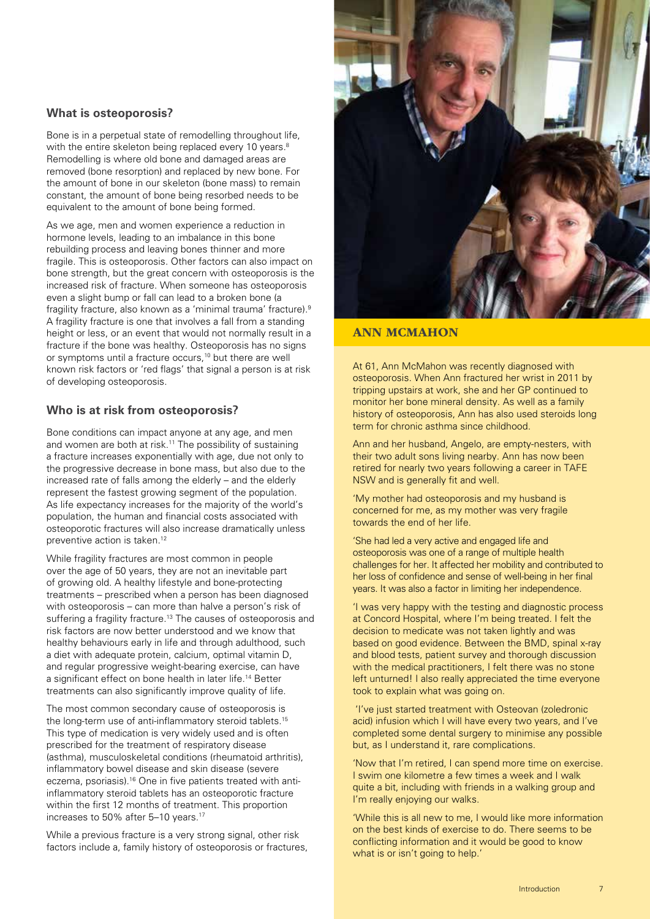## What is osteoporosis?

Bone is in a perpetual state of remodelling throughout life, with the entire skeleton being replaced every 10 years.[8] Remodelling is where old bone and damaged areas are removed (bone resorption) and replaced by new bone. For the amount of bone in our skeleton (bone mass) to remain constant, the amount of bone being resorbed needs to be equivalent to the amount of bone being formed.

As we age, men and women experience a reduction in hormone levels, leading to an imbalance in this bone rebuilding process and leaving bones thinner and more fragile. This is osteoporosis. Other factors can also impact on bone strength, but the great concern with osteoporosis is the increased risk of fracture. When someone has osteoporosis even a slight bump or fall can lead to a broken bone (a fragility fracture, also known as a 'minimal trauma' fracture).[9] A fragility fracture is one that involves a fall from a standing height or less, or an event that would not normally result in a fracture if the bone was healthy. Osteoporosis has no signs or symptoms until a fracture occurs,[10] but there are well known risk factors or 'red flags' that signal a person is at risk of developing osteoporosis.

## Who is at risk from osteoporosis?

Bone conditions can impact anyone at any age, and men and women are both at risk.[11] The possibility of sustaining a fracture increases exponentially with age, due not only to the progressive decrease in bone mass, but also due to the increased rate of falls among the elderly – and the elderly represent the fastest growing segment of the population. As life expectancy increases for the majority of the world's population, the human and financial costs associated with osteoporotic fractures will also increase dramatically unless preventive action is taken.[12]

While fragility fractures are most common in people over the age of 50 years, they are not an inevitable part of growing old. A healthy lifestyle and bone-protecting treatments – prescribed when a person has been diagnosed with osteoporosis – can more than halve a person's risk of suffering a fragility fracture.[13] The causes of osteoporosis and risk factors are now better understood and we know that healthy behaviours early in life and through adulthood, such a diet with adequate protein, calcium, optimal vitamin D, and regular progressive weight-bearing exercise, can have a significant effect on bone health in later life.[14] Better treatments can also significantly improve quality of life.

The most common secondary cause of osteoporosis is the long-term use of anti-inflammatory steroid tablets.[15] This type of medication is very widely used and is often prescribed for the treatment of respiratory disease (asthma), musculoskeletal conditions (rheumatoid arthritis), inflammatory bowel disease and skin disease (severe eczema, psoriasis).[16] One in five patients treated with anti-inflammatory steroid tablets has an osteoporotic fracture within the first 12 months of treatment. This proportion increases to 50% after 5–10 years.[17]

While a previous fracture is a very strong signal, other risk factors include a, family history of osteoporosis or fractures,

## ANN MCMAHON

At 61, Ann McMahon was recently diagnosed with osteoporosis. When Ann fractured her wrist in 2011 by tripping upstairs at work, she and her GP continued to monitor her bone mineral density. As well as a family history of osteoporosis, Ann has also used steroids long term for chronic asthma since childhood.

Ann and her husband, Angelo, are empty-nesters, with their two adult sons living nearby. Ann has now been retired for nearly two years following a career in TAFE NSW and is generally fit and well.

'My mother had osteoporosis and my husband is concerned for me, as my mother was very fragile towards the end of her life.

'She had led a very active and engaged life and osteoporosis was one of a range of multiple health challenges for her. It affected her mobility and contributed to her loss of confidence and sense of well-being in her final years. It was also a factor in limiting her independence.

'I was very happy with the testing and diagnostic process at Concord Hospital, where I'm being treated. I felt the decision to medicate was not taken lightly and was based on good evidence. Between the BMD, spinal x-ray and blood tests, patient survey and thorough discussion with the medical practitioners, I felt there was no stone left unturned! I also really appreciated the time everyone took to explain what was going on.

'I've just started treatment with Osteovan (zoledronic acid) infusion which I will have every two years, and I've completed some dental surgery to minimise any possible but, as I understand it, rare complications.

'Now that I'm retired, I can spend more time on exercise. I swim one kilometre a few times a week and I walk quite a bit, including with friends in a walking group and I'm really enjoying our walks.

'While this is all new to me, I would like more information on the best kinds of exercise to do. There seems to be conflicting information and it would be good to know what is or isn't going to help.'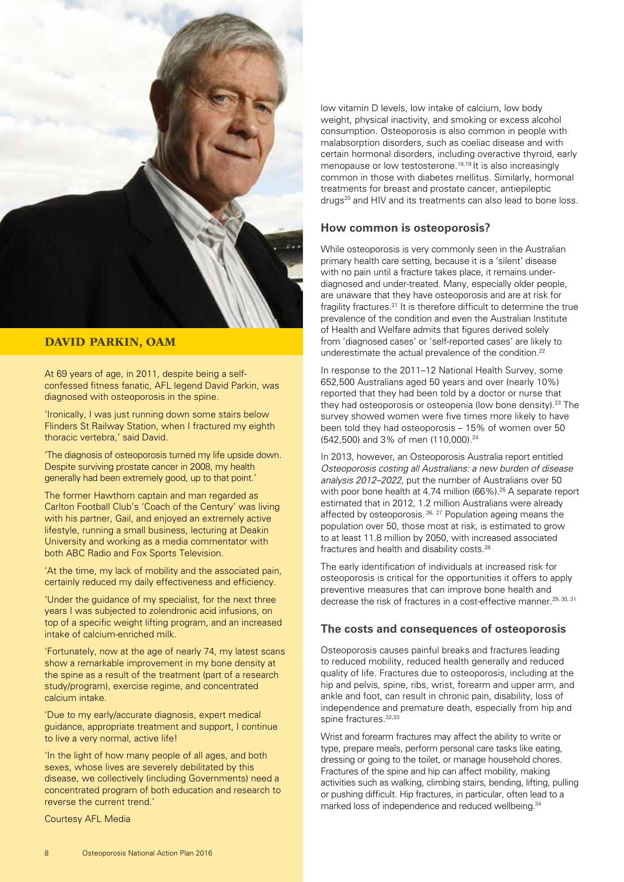## DAVID PARKIN, OAM

At 69 years of age, in 2011, despite being a self-confessed fitness fanatic, AFL legend David Parkin, was diagnosed with osteoporosis in the spine.

'Ironically, I was just running down some stairs below Flinders St Railway Station, when I fractured my eighth thoracic vertebra,' said David.

'The diagnosis of osteoporosis turned my life upside down. Despite surviving prostate cancer in 2008, my health generally had been extremely good, up to that point.'

The former Hawthorn captain and man regarded as Carlton Football Club's 'Coach of the Century' was living with his partner, Gail, and enjoyed an extremely active lifestyle, running a small business, lecturing at Deakin University and working as a media commentator with both ABC Radio and Fox Sports Television.

'At the time, my lack of mobility and the associated pain, certainly reduced my daily effectiveness and efficiency.

'Under the guidance of my specialist, for the next three years I was subjected to zolendronic acid infusions, on top of a specific weight lifting program, and an increased intake of calcium-enriched milk.

'Fortunately, now at the age of nearly 74, my latest scans show a remarkable improvement in my bone density at the spine as a result of the treatment (part of a research study/program), exercise regime, and concentrated calcium intake.

'Due to my early/accurate diagnosis, expert medical guidance, appropriate treatment and support, I continue to live a very normal, active life!

'In the light of how many people of all ages, and both sexes, whose lives are severely debilitated by this disease, we collectively (including Governments) need a concentrated program of both education and research to reverse the current trend.'

Courtesy AFL Media

low vitamin D levels, low intake of calcium, low body weight, physical inactivity, and smoking or excess alcohol consumption. Osteoporosis is also common in people with malabsorption disorders, such as coeliac disease and with certain hormonal disorders, including overactive thyroid, early menopause or low testosterone.[18,19] It is also increasingly common in those with diabetes mellitus. Similarly, hormonal treatments for breast and prostate cancer, antiepileptic drugs[20] and HIV and its treatments can also lead to bone loss.

### How common is osteoporosis?

While osteoporosis is very commonly seen in the Australian primary health care setting, because it is a 'silent' disease with no pain until a fracture takes place, it remains under-diagnosed and under-treated. Many, especially older people, are unaware that they have osteoporosis and are at risk for fragility fractures.[21] It is therefore difficult to determine the true prevalence of the condition and even the Australian Institute of Health and Welfare admits that figures derived solely from 'diagnosed cases' or 'self-reported cases' are likely to underestimate the actual prevalence of the condition.[22]

In response to the 2011–12 National Health Survey, some 652,500 Australians aged 50 years and over (nearly 10%) reported that they had been told by a doctor or nurse that they had osteoporosis or osteopenia (low bone density).[23] The survey showed women were five times more likely to have been told they had osteoporosis – 15% of women over 50 (542,500) and 3% of men (110,000).[24]

In 2013, however, an Osteoporosis Australia report entitled *Osteoporosis costing all Australians: a new burden of disease analysis 2012–2022*, put the number of Australians over 50 with poor bone health at 4.74 million (66%).[25] A separate report estimated that in 2012, 1.2 million Australians were already affected by osteoporosis.[26, 27] Population ageing means the population over 50, those most at risk, is estimated to grow to at least 11.8 million by 2050, with increased associated fractures and health and disability costs.[28]

The early identification of individuals at increased risk for osteoporosis is critical for the opportunities it offers to apply preventive measures that can improve bone health and decrease the risk of fractures in a cost-effective manner.[29, 30, 31]

### The costs and consequences of osteoporosis

Osteoporosis causes painful breaks and fractures leading to reduced mobility, reduced health generally and reduced quality of life. Fractures due to osteoporosis, including at the hip and pelvis, spine, ribs, wrist, forearm and upper arm, and ankle and foot, can result in chronic pain, disability, loss of independence and premature death, especially from hip and spine fractures.[32,33]

Wrist and forearm fractures may affect the ability to write or type, prepare meals, perform personal care tasks like eating, dressing or going to the toilet, or manage household chores. Fractures of the spine and hip can affect mobility, making activities such as walking, climbing stairs, bending, lifting, pulling or pushing difficult. Hip fractures, in particular, often lead to a marked loss of independence and reduced wellbeing.[34]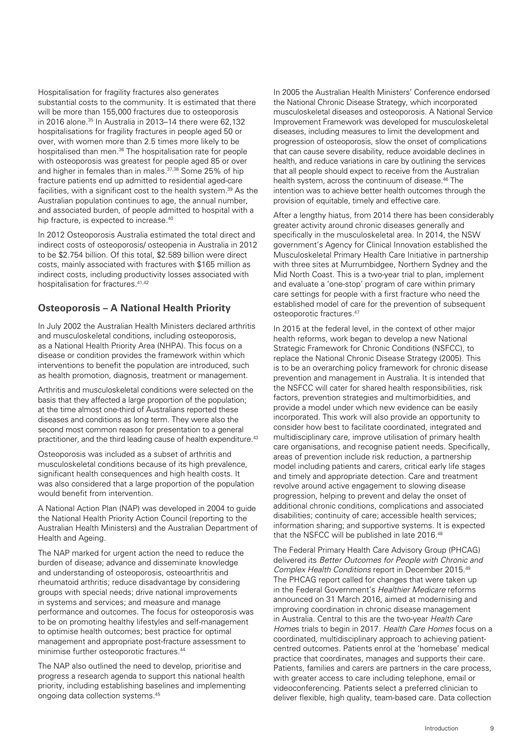Hospitalisation for fragility fractures also generates substantial costs to the community. It is estimated that there will be more than 155,000 fractures due to osteoporosis in 2016 alone.[35] In Australia in 2013–14 there were 62,132 hospitalisations for fragility fractures in people aged 50 or over, with women more than 2.5 times more likely to be hospitalised than men.[36] The hospitalisation rate for people with osteoporosis was greatest for people aged 85 or over and higher in females than in males.[37,38] Some 25% of hip fracture patients end up admitted to residential aged-care facilities, with a significant cost to the health system.[39] As the Australian population continues to age, the annual number, and associated burden, of people admitted to hospital with a hip fracture, is expected to increase.[40]

In 2012 Osteoporosis Australia estimated the total direct and indirect costs of osteoporosis/ osteopenia in Australia in 2012 to be $2.754 billion. Of this total, $2.589 billion were direct costs, mainly associated with fractures with $165 million as indirect costs, including productivity losses associated with hospitalisation for fractures.[41,42]

## Osteoporosis – A National Health Priority

In July 2002 the Australian Health Ministers declared arthritis and musculoskeletal conditions, including osteoporosis, as a National Health Priority Area (NHPA). This focus on a disease or condition provides the framework within which interventions to benefit the population are introduced, such as health promotion, diagnosis, treatment or management.

Arthritis and musculoskeletal conditions were selected on the basis that they affected a large proportion of the population; at the time almost one-third of Australians reported these diseases and conditions as long term. They were also the second most common reason for presentation to a general practitioner, and the third leading cause of health expenditure.[43]

Osteoporosis was included as a subset of arthritis and musculoskeletal conditions because of its high prevalence, significant health consequences and high health costs. It was also considered that a large proportion of the population would benefit from intervention.

A National Action Plan (NAP) was developed in 2004 to guide the National Health Priority Action Council (reporting to the Australian Health Ministers) and the Australian Department of Health and Ageing.

The NAP marked for urgent action the need to reduce the burden of disease; advance and disseminate knowledge and understanding of osteoporosis, osteoarthritis and rheumatoid arthritis; reduce disadvantage by considering groups with special needs; drive national improvements in systems and services; and measure and manage performance and outcomes. The focus for osteoporosis was to be on promoting healthy lifestyles and self-management to optimise health outcomes; best practice for optimal management and appropriate post-fracture assessment to minimise further osteoporotic fractures.[44]

The NAP also outlined the need to develop, prioritise and progress a research agenda to support this national health priority, including establishing baselines and implementing ongoing data collection systems.[45]

In 2005 the Australian Health Ministers' Conference endorsed the National Chronic Disease Strategy, which incorporated musculoskeletal diseases and osteoporosis. A National Service Improvement Framework was developed for musculoskeletal diseases, including measures to limit the development and progression of osteoporosis, slow the onset of complications that can cause severe disability, reduce avoidable declines in health, and reduce variations in care by outlining the services that all people should expect to receive from the Australian health system, across the continuum of disease.[46] The intention was to achieve better health outcomes through the provision of equitable, timely and effective care.

After a lengthy hiatus, from 2014 there has been considerably greater activity around chronic diseases generally and specifically in the musculoskeletal area. In 2014, the NSW government's Agency for Clinical Innovation established the Musculoskeletal Primary Health Care Initiative in partnership with three sites at Murrumbidgee, Northern Sydney and the Mid North Coast. This is a two-year trial to plan, implement and evaluate a 'one-stop' program of care within primary care settings for people with a first fracture who need the established model of care for the prevention of subsequent osteoporotic fractures.[47]

In 2015 at the federal level, in the context of other major health reforms, work began to develop a new National Strategic Framework for Chronic Conditions (NSFCC), to replace the National Chronic Disease Strategy (2005). This is to be an overarching policy framework for chronic disease prevention and management in Australia. It is intended that the NSFCC will cater for shared health responsibilities, risk factors, prevention strategies and multimorbidities, and provide a model under which new evidence can be easily incorporated. This work will also provide an opportunity to consider how best to facilitate coordinated, integrated and multidisciplinary care, improve utilisation of primary health care organisations, and recognise patient needs. Specifically, areas of prevention include risk reduction, a partnership model including patients and carers, critical early life stages and timely and appropriate detection. Care and treatment revolve around active engagement to slowing disease progression, helping to prevent and delay the onset of additional chronic conditions, complications and associated disabilities; continuity of care; accessible health services; information sharing; and supportive systems. It is expected that the NSFCC will be published in late 2016.[48]

The Federal Primary Health Care Advisory Group (PHCAG) delivered its *Better Outcomes for People with Chronic and Complex Health Conditions* report in December 2015.[49] The PHCAG report called for changes that were taken up in the Federal Government's *Healthier Medicare* reforms announced on 31 March 2016, aimed at modernising and improving coordination in chronic disease management in Australia. Central to this are the two-year *Health Care Homes* trials to begin in 2017. *Health Care Homes* focus on a coordinated, multidisciplinary approach to achieving patient-centred outcomes. Patients enrol at the 'homebase' medical practice that coordinates, manages and supports their care. Patients, families and carers are partners in the care process, with greater access to care including telephone, email or videoconferencing. Patients select a preferred clinician to deliver flexible, high quality, team-based care. Data collection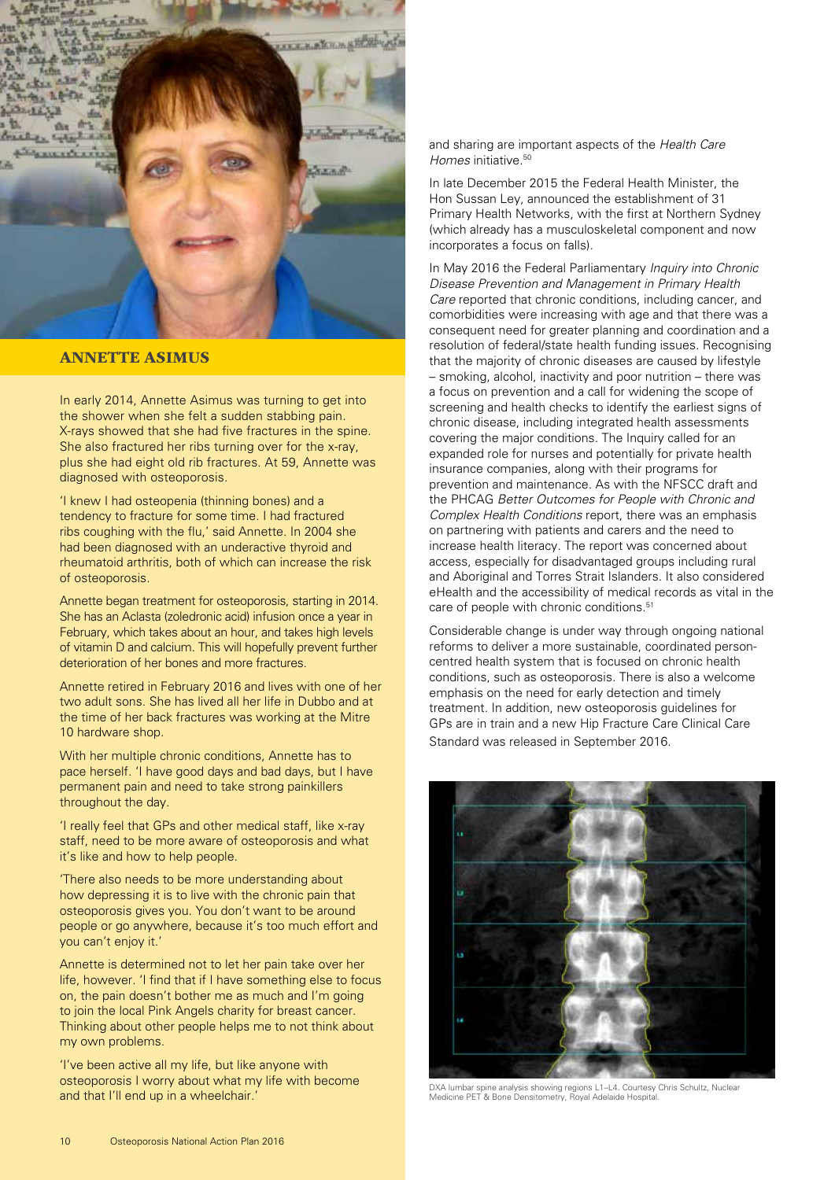## ANNETTE ASIMUS

In early 2014, Annette Asimus was turning to get into the shower when she felt a sudden stabbing pain. X-rays showed that she had five fractures in the spine. She also fractured her ribs turning over for the x-ray, plus she had eight old rib fractures. At 59, Annette was diagnosed with osteoporosis.

'I knew I had osteopenia (thinning bones) and a tendency to fracture for some time. I had fractured ribs coughing with the flu,' said Annette. In 2004 she had been diagnosed with an underactive thyroid and rheumatoid arthritis, both of which can increase the risk of osteoporosis.

Annette began treatment for osteoporosis, starting in 2014. She has an Aclasta (zoledronic acid) infusion once a year in February, which takes about an hour, and takes high levels of vitamin D and calcium. This will hopefully prevent further deterioration of her bones and more fractures.

Annette retired in February 2016 and lives with one of her two adult sons. She has lived all her life in Dubbo and at the time of her back fractures was working at the Mitre 10 hardware shop.

With her multiple chronic conditions, Annette has to pace herself. 'I have good days and bad days, but I have permanent pain and need to take strong painkillers throughout the day.

'I really feel that GPs and other medical staff, like x-ray staff, need to be more aware of osteoporosis and what it's like and how to help people.

'There also needs to be more understanding about how depressing it is to live with the chronic pain that osteoporosis gives you. You don't want to be around people or go anywhere, because it's too much effort and you can't enjoy it.'

Annette is determined not to let her pain take over her life, however. 'I find that if I have something else to focus on, the pain doesn't bother me as much and I'm going to join the local Pink Angels charity for breast cancer. Thinking about other people helps me to not think about my own problems.

'I've been active all my life, but like anyone with osteoporosis I worry about what my life with become and that I'll end up in a wheelchair.'

and sharing are important aspects of the *Health Care Homes* initiative.[50]

In late December 2015 the Federal Health Minister, the Hon Sussan Ley, announced the establishment of 31 Primary Health Networks, with the first at Northern Sydney (which already has a musculoskeletal component and now incorporates a focus on falls).

In May 2016 the Federal Parliamentary *Inquiry into Chronic Disease Prevention and Management in Primary Health Care* reported that chronic conditions, including cancer, and comorbidities were increasing with age and that there was a consequent need for greater planning and coordination and a resolution of federal/state health funding issues. Recognising that the majority of chronic diseases are caused by lifestyle – smoking, alcohol, inactivity and poor nutrition – there was a focus on prevention and a call for widening the scope of screening and health checks to identify the earliest signs of chronic disease, including integrated health assessments covering the major conditions. The Inquiry called for an expanded role for nurses and potentially for private health insurance companies, along with their programs for prevention and maintenance. As with the NFSCC draft and the PHCAG *Better Outcomes for People with Chronic and Complex Health Conditions* report, there was an emphasis on partnering with patients and carers and the need to increase health literacy. The report was concerned about access, especially for disadvantaged groups including rural and Aboriginal and Torres Strait Islanders. It also considered eHealth and the accessibility of medical records as vital in the care of people with chronic conditions.[51]

Considerable change is under way through ongoing national reforms to deliver a more sustainable, coordinated person-centred health system that is focused on chronic health conditions, such as osteoporosis. There is also a welcome emphasis on the need for early detection and timely treatment. In addition, new osteoporosis guidelines for GPs are in train and a new Hip Fracture Care Clinical Care Standard was released in September 2016.

DXA lumbar spine analysis showing regions L1–L4. Courtesy Chris Schultz, Nuclear Medicine PET & Bone Densitometry, Royal Adelaide Hospital.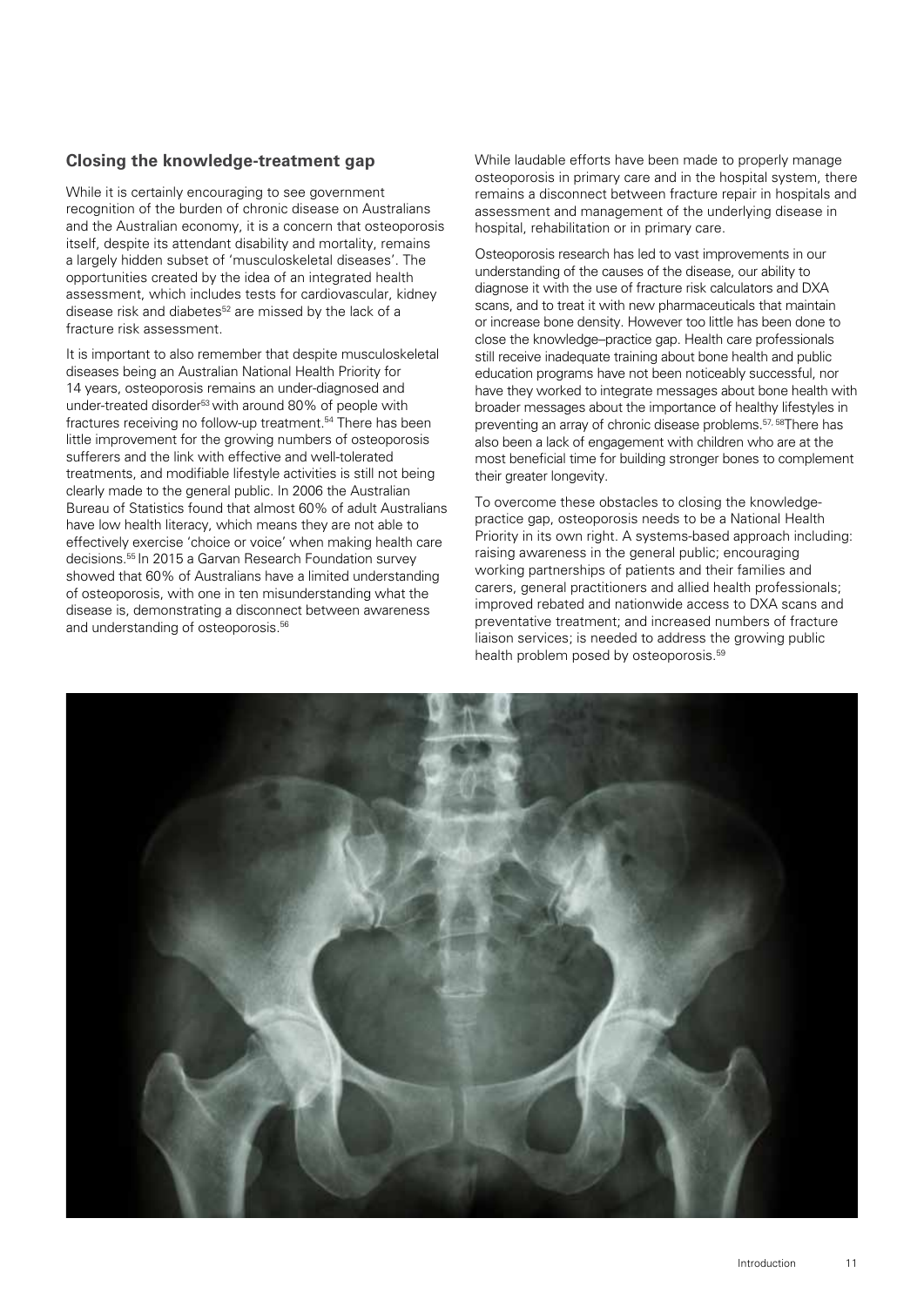## Closing the knowledge-treatment gap

While it is certainly encouraging to see government recognition of the burden of chronic disease on Australians and the Australian economy, it is a concern that osteoporosis itself, despite its attendant disability and mortality, remains a largely hidden subset of 'musculoskeletal diseases'. The opportunities created by the idea of an integrated health assessment, which includes tests for cardiovascular, kidney disease risk and diabetes[52] are missed by the lack of a fracture risk assessment.

It is important to also remember that despite musculoskeletal diseases being an Australian National Health Priority for 14 years, osteoporosis remains an under-diagnosed and under-treated disorder[53] with around 80% of people with fractures receiving no follow-up treatment.[54] There has been little improvement for the growing numbers of osteoporosis sufferers and the link with effective and well-tolerated treatments, and modifiable lifestyle activities is still not being clearly made to the general public. In 2006 the Australian Bureau of Statistics found that almost 60% of adult Australians have low health literacy, which means they are not able to effectively exercise 'choice or voice' when making health care decisions.[55] In 2015 a Garvan Research Foundation survey showed that 60% of Australians have a limited understanding of osteoporosis, with one in ten misunderstanding what the disease is, demonstrating a disconnect between awareness and understanding of osteoporosis.[56]

While laudable efforts have been made to properly manage osteoporosis in primary care and in the hospital system, there remains a disconnect between fracture repair in hospitals and assessment and management of the underlying disease in hospital, rehabilitation or in primary care.

Osteoporosis research has led to vast improvements in our understanding of the causes of the disease, our ability to diagnose it with the use of fracture risk calculators and DXA scans, and to treat it with new pharmaceuticals that maintain or increase bone density. However too little has been done to close the knowledge–practice gap. Health care professionals still receive inadequate training about bone health and public education programs have not been noticeably successful, nor have they worked to integrate messages about bone health with broader messages about the importance of healthy lifestyles in preventing an array of chronic disease problems.[57, 58] There has also been a lack of engagement with children who are at the most beneficial time for building stronger bones to complement their greater longevity.

To overcome these obstacles to closing the knowledge-practice gap, osteoporosis needs to be a National Health Priority in its own right. A systems-based approach including: raising awareness in the general public; encouraging working partnerships of patients and their families and carers, general practitioners and allied health professionals; improved rebated and nationwide access to DXA scans and preventative treatment; and increased numbers of fracture liaison services; is needed to address the growing public health problem posed by osteoporosis.[59]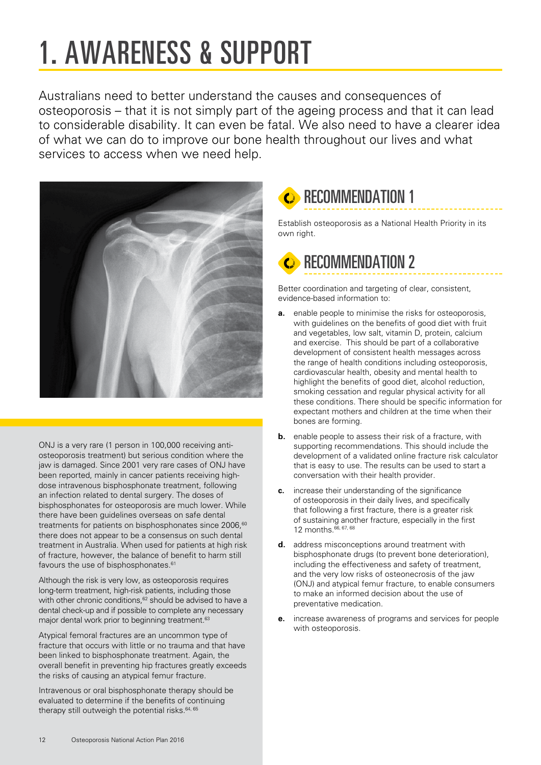# 1. AWARENESS & SUPPORT

Australians need to better understand the causes and consequences of osteoporosis – that it is not simply part of the ageing process and that it can lead to considerable disability. It can even be fatal. We also need to have a clearer idea of what we can do to improve our bone health throughout our lives and what services to access when we need help.

## RECOMMENDATION 1

Establish osteoporosis as a National Health Priority in its own right.

## RECOMMENDATION 2

Better coordination and targeting of clear, consistent, evidence-based information to:

- **a.** enable people to minimise the risks for osteoporosis, with guidelines on the benefits of good diet with fruit and vegetables, low salt, vitamin D, protein, calcium and exercise. This should be part of a collaborative development of consistent health messages across the range of health conditions including osteoporosis, cardiovascular health, obesity and mental health to highlight the benefits of good diet, alcohol reduction, smoking cessation and regular physical activity for all these conditions. There should be specific information for expectant mothers and children at the time when their bones are forming.
- **b.** enable people to assess their risk of a fracture, with supporting recommendations. This should include the development of a validated online fracture risk calculator that is easy to use. The results can be used to start a conversation with their health provider.
- **c.** increase their understanding of the significance of osteoporosis in their daily lives, and specifically that following a first fracture, there is a greater risk of sustaining another fracture, especially in the first 12 months.[66, 67, 68]
- **d.** address misconceptions around treatment with bisphosphonate drugs (to prevent bone deterioration), including the effectiveness and safety of treatment, and the very low risks of osteonecrosis of the jaw (ONJ) and atypical femur fracture, to enable consumers to make an informed decision about the use of preventative medication.
- **e.** increase awareness of programs and services for people with osteoporosis.

ONJ is a very rare (1 person in 100,000 receiving anti-osteoporosis treatment) but serious condition where the jaw is damaged. Since 2001 very rare cases of ONJ have been reported, mainly in cancer patients receiving high-dose intravenous bisphosphonate treatment, following an infection related to dental surgery. The doses of bisphosphonates for osteoporosis are much lower. While there have been guidelines overseas on safe dental treatments for patients on bisphosphonates since 2006,[60] there does not appear to be a consensus on such dental treatment in Australia. When used for patients at high risk of fracture, however, the balance of benefit to harm still favours the use of bisphosphonates.[61]

Although the risk is very low, as osteoporosis requires long-term treatment, high-risk patients, including those with other chronic conditions,[62] should be advised to have a dental check-up and if possible to complete any necessary major dental work prior to beginning treatment.[63]

Atypical femoral fractures are an uncommon type of fracture that occurs with little or no trauma and that have been linked to bisphosphonate treatment. Again, the overall benefit in preventing hip fractures greatly exceeds the risks of causing an atypical femur fracture.

Intravenous or oral bisphosphonate therapy should be evaluated to determine if the benefits of continuing therapy still outweigh the potential risks.[64, 65]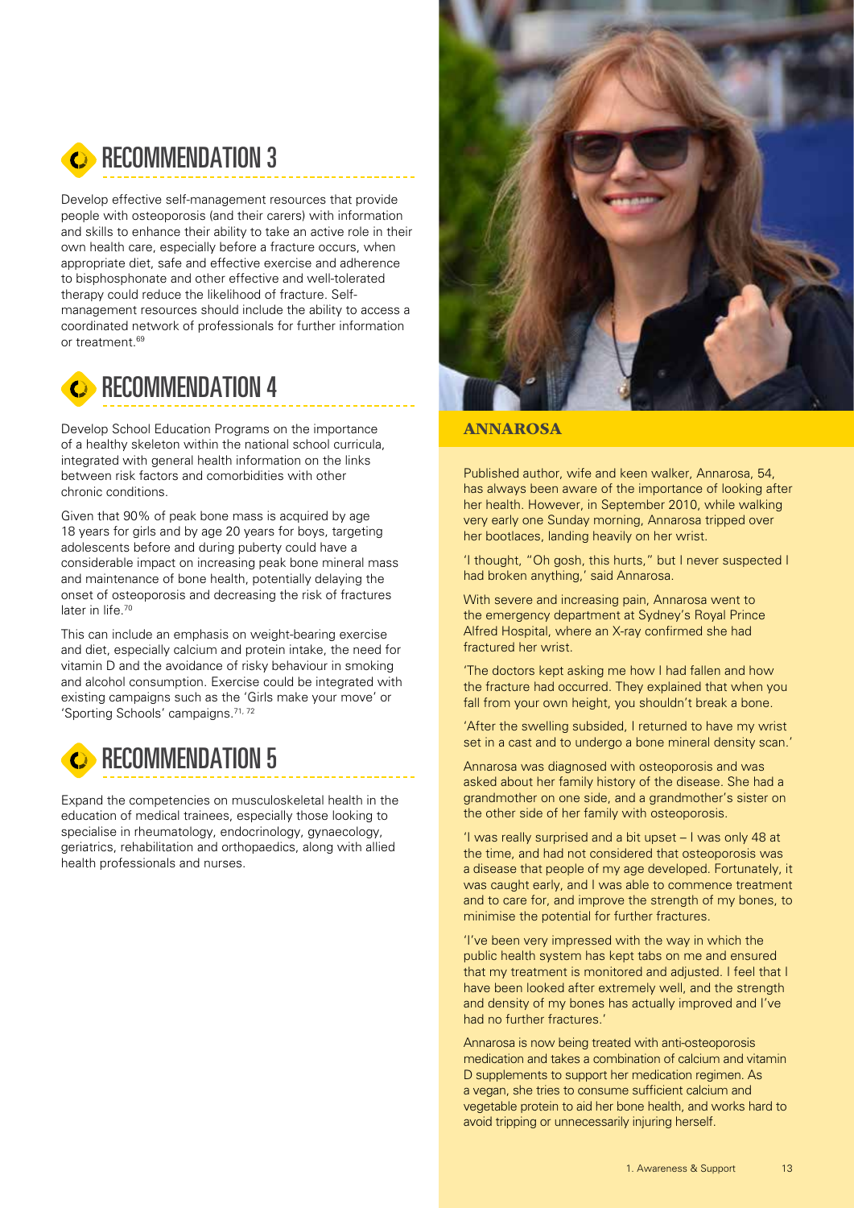## RECOMMENDATION 3

Develop effective self-management resources that provide people with osteoporosis (and their carers) with information and skills to enhance their ability to take an active role in their own health care, especially before a fracture occurs, when appropriate diet, safe and effective exercise and adherence to bisphosphonate and other effective and well-tolerated therapy could reduce the likelihood of fracture. Self-management resources should include the ability to access a coordinated network of professionals for further information or treatment.[69]

## RECOMMENDATION 4

Develop School Education Programs on the importance of a healthy skeleton within the national school curricula, integrated with general health information on the links between risk factors and comorbidities with other chronic conditions.

Given that 90% of peak bone mass is acquired by age 18 years for girls and by age 20 years for boys, targeting adolescents before and during puberty could have a considerable impact on increasing peak bone mineral mass and maintenance of bone health, potentially delaying the onset of osteoporosis and decreasing the risk of fractures later in life.[70]

This can include an emphasis on weight-bearing exercise and diet, especially calcium and protein intake, the need for vitamin D and the avoidance of risky behaviour in smoking and alcohol consumption. Exercise could be integrated with existing campaigns such as the 'Girls make your move' or 'Sporting Schools' campaigns.[71, 72]

## RECOMMENDATION 5

Expand the competencies on musculoskeletal health in the education of medical trainees, especially those looking to specialise in rheumatology, endocrinology, gynaecology, geriatrics, rehabilitation and orthopaedics, along with allied health professionals and nurses.

### ANNAROSA

Published author, wife and keen walker, Annarosa, 54, has always been aware of the importance of looking after her health. However, in September 2010, while walking very early one Sunday morning, Annarosa tripped over her bootlaces, landing heavily on her wrist.

'I thought, "Oh gosh, this hurts," but I never suspected I had broken anything,' said Annarosa.

With severe and increasing pain, Annarosa went to the emergency department at Sydney's Royal Prince Alfred Hospital, where an X-ray confirmed she had fractured her wrist.

'The doctors kept asking me how I had fallen and how the fracture had occurred. They explained that when you fall from your own height, you shouldn't break a bone.

'After the swelling subsided, I returned to have my wrist set in a cast and to undergo a bone mineral density scan.'

Annarosa was diagnosed with osteoporosis and was asked about her family history of the disease. She had a grandmother on one side, and a grandmother's sister on the other side of her family with osteoporosis.

'I was really surprised and a bit upset – I was only 48 at the time, and had not considered that osteoporosis was a disease that people of my age developed. Fortunately, it was caught early, and I was able to commence treatment and to care for, and improve the strength of my bones, to minimise the potential for further fractures.

'I've been very impressed with the way in which the public health system has kept tabs on me and ensured that my treatment is monitored and adjusted. I feel that I have been looked after extremely well, and the strength and density of my bones has actually improved and I've had no further fractures.'

Annarosa is now being treated with anti-osteoporosis medication and takes a combination of calcium and vitamin D supplements to support her medication regimen. As a vegan, she tries to consume sufficient calcium and vegetable protein to aid her bone health, and works hard to avoid tripping or unnecessarily injuring herself.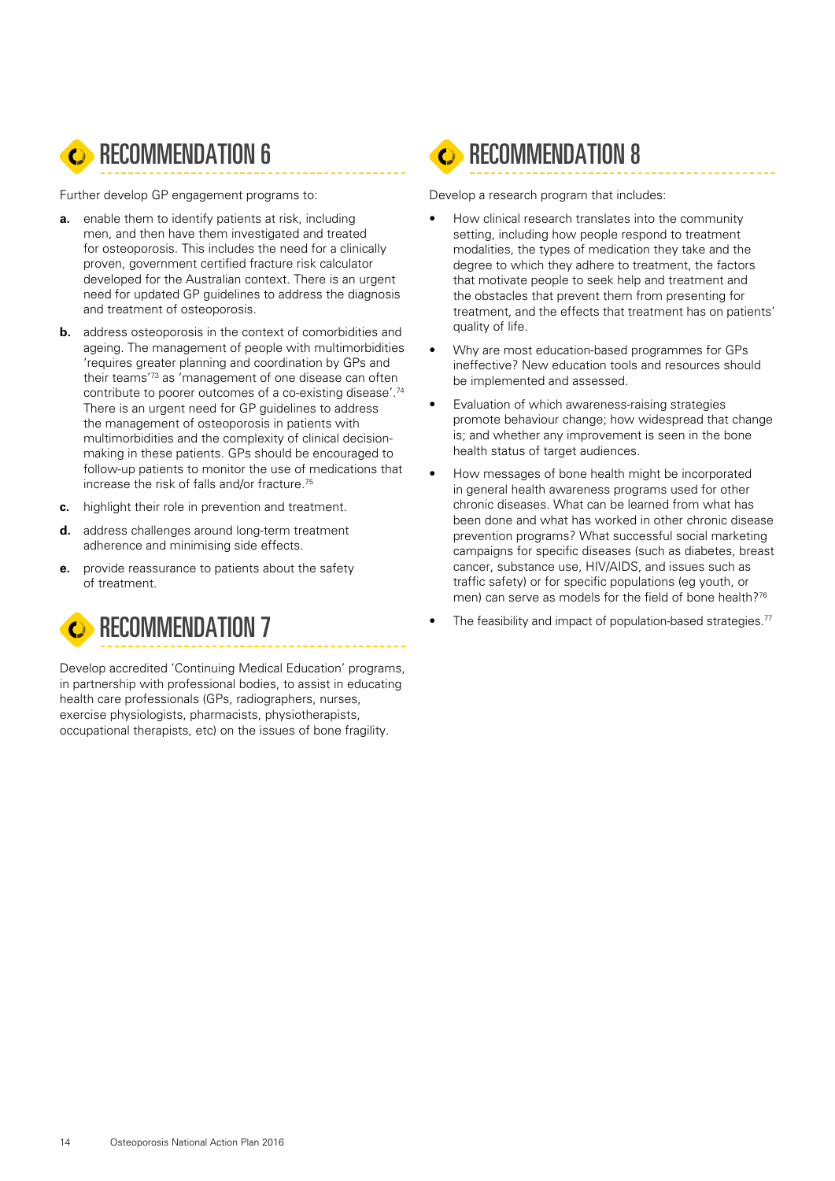## RECOMMENDATION 6

Further develop GP engagement programs to:

**a.** enable them to identify patients at risk, including men, and then have them investigated and treated for osteoporosis. This includes the need for a clinically proven, government certified fracture risk calculator developed for the Australian context. There is an urgent need for updated GP guidelines to address the diagnosis and treatment of osteoporosis.

**b.** address osteoporosis in the context of comorbidities and ageing. The management of people with multimorbidities 'requires greater planning and coordination by GPs and their teams'[73] as 'management of one disease can often contribute to poorer outcomes of a co-existing disease'.[74] There is an urgent need for GP guidelines to address the management of osteoporosis in patients with multimorbidities and the complexity of clinical decision-making in these patients. GPs should be encouraged to follow-up patients to monitor the use of medications that increase the risk of falls and/or fracture.[75]

**c.** highlight their role in prevention and treatment.

**d.** address challenges around long-term treatment adherence and minimising side effects.

**e.** provide reassurance to patients about the safety of treatment.

## RECOMMENDATION 7

Develop accredited 'Continuing Medical Education' programs, in partnership with professional bodies, to assist in educating health care professionals (GPs, radiographers, nurses, exercise physiologists, pharmacists, physiotherapists, occupational therapists, etc) on the issues of bone fragility.

## RECOMMENDATION 8

Develop a research program that includes:

- How clinical research translates into the community setting, including how people respond to treatment modalities, the types of medication they take and the degree to which they adhere to treatment, the factors that motivate people to seek help and treatment and the obstacles that prevent them from presenting for treatment, and the effects that treatment has on patients' quality of life.
- Why are most education-based programmes for GPs ineffective? New education tools and resources should be implemented and assessed.
- Evaluation of which awareness-raising strategies promote behaviour change; how widespread that change is; and whether any improvement is seen in the bone health status of target audiences.
- How messages of bone health might be incorporated in general health awareness programs used for other chronic diseases. What can be learned from what has been done and what has worked in other chronic disease prevention programs? What successful social marketing campaigns for specific diseases (such as diabetes, breast cancer, substance use, HIV/AIDS, and issues such as traffic safety) or for specific populations (eg youth, or men) can serve as models for the field of bone health?[76]
- The feasibility and impact of population-based strategies.[77]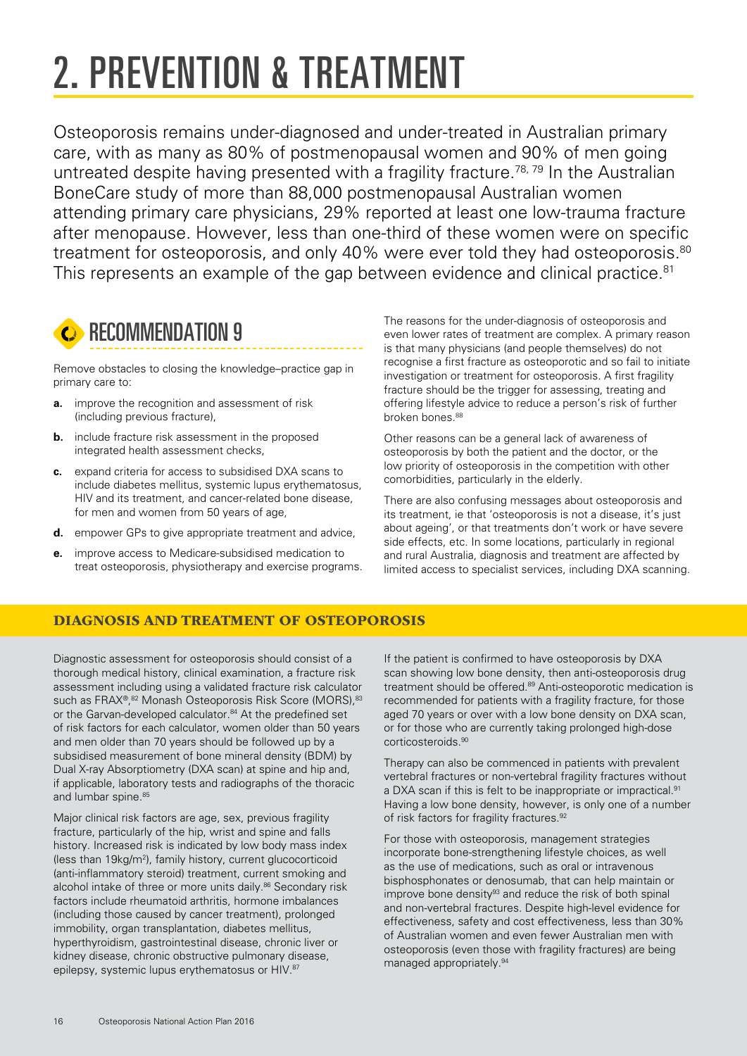# 2. PREVENTION & TREATMENT

Osteoporosis remains under-diagnosed and under-treated in Australian primary care, with as many as 80% of postmenopausal women and 90% of men going untreated despite having presented with a fragility fracture.[78, 79] In the Australian BoneCare study of more than 88,000 postmenopausal Australian women attending primary care physicians, 29% reported at least one low-trauma fracture after menopause. However, less than one-third of these women were on specific treatment for osteoporosis, and only 40% were ever told they had osteoporosis.[80] This represents an example of the gap between evidence and clinical practice.[81]

## RECOMMENDATION 9

Remove obstacles to closing the knowledge–practice gap in primary care to:

- **a.** improve the recognition and assessment of risk (including previous fracture),
- **b.** include fracture risk assessment in the proposed integrated health assessment checks,
- **c.** expand criteria for access to subsidised DXA scans to include diabetes mellitus, systemic lupus erythematosus, HIV and its treatment, and cancer-related bone disease, for men and women from 50 years of age,
- **d.** empower GPs to give appropriate treatment and advice,
- **e.** improve access to Medicare-subsidised medication to treat osteoporosis, physiotherapy and exercise programs.

The reasons for the under-diagnosis of osteoporosis and even lower rates of treatment are complex. A primary reason is that many physicians (and people themselves) do not recognise a first fracture as osteoporotic and so fail to initiate investigation or treatment for osteoporosis. A first fragility fracture should be the trigger for assessing, treating and offering lifestyle advice to reduce a person's risk of further broken bones.[88]

Other reasons can be a general lack of awareness of osteoporosis by both the patient and the doctor, or the low priority of osteoporosis in the competition with other comorbidities, particularly in the elderly.

There are also confusing messages about osteoporosis and its treatment, ie that 'osteoporosis is not a disease, it's just about ageing', or that treatments don't work or have severe side effects, etc. In some locations, particularly in regional and rural Australia, diagnosis and treatment are affected by limited access to specialist services, including DXA scanning.

## DIAGNOSIS AND TREATMENT OF OSTEOPOROSIS

Diagnostic assessment for osteoporosis should consist of a thorough medical history, clinical examination, a fracture risk assessment including using a validated fracture risk calculator such as FRAX®,[82] Monash Osteoporosis Risk Score (MORS),[83] or the Garvan-developed calculator.[84] At the predefined set of risk factors for each calculator, women older than 50 years and men older than 70 years should be followed up by a subsidised measurement of bone mineral density (BDM) by Dual X-ray Absorptiometry (DXA scan) at spine and hip and, if applicable, laboratory tests and radiographs of the thoracic and lumbar spine.[85]

Major clinical risk factors are age, sex, previous fragility fracture, particularly of the hip, wrist and spine and falls history. Increased risk is indicated by low body mass index (less than 19kg/m$^2$), family history, current glucocorticoid (anti-inflammatory steroid) treatment, current smoking and alcohol intake of three or more units daily.[86] Secondary risk factors include rheumatoid arthritis, hormone imbalances (including those caused by cancer treatment), prolonged immobility, organ transplantation, diabetes mellitus, hyperthyroidism, gastrointestinal disease, chronic liver or kidney disease, chronic obstructive pulmonary disease, epilepsy, systemic lupus erythematosus or HIV.[87]

If the patient is confirmed to have osteoporosis by DXA scan showing low bone density, then anti-osteoporosis drug treatment should be offered.[89] Anti-osteoporotic medication is recommended for patients with a fragility fracture, for those aged 70 years or over with a low bone density on DXA scan, or for those who are currently taking prolonged high-dose corticosteroids.[90]

Therapy can also be commenced in patients with prevalent vertebral fractures or non-vertebral fragility fractures without a DXA scan if this is felt to be inappropriate or impractical.[91] Having a low bone density, however, is only one of a number of risk factors for fragility fractures.[92]

For those with osteoporosis, management strategies incorporate bone-strengthening lifestyle choices, as well as the use of medications, such as oral or intravenous bisphosphonates or denosumab, that can help maintain or improve bone density[93] and reduce the risk of both spinal and non-vertebral fractures. Despite high-level evidence for effectiveness, safety and cost effectiveness, less than 30% of Australian women and even fewer Australian men with osteoporosis (even those with fragility fractures) are being managed appropriately.[94]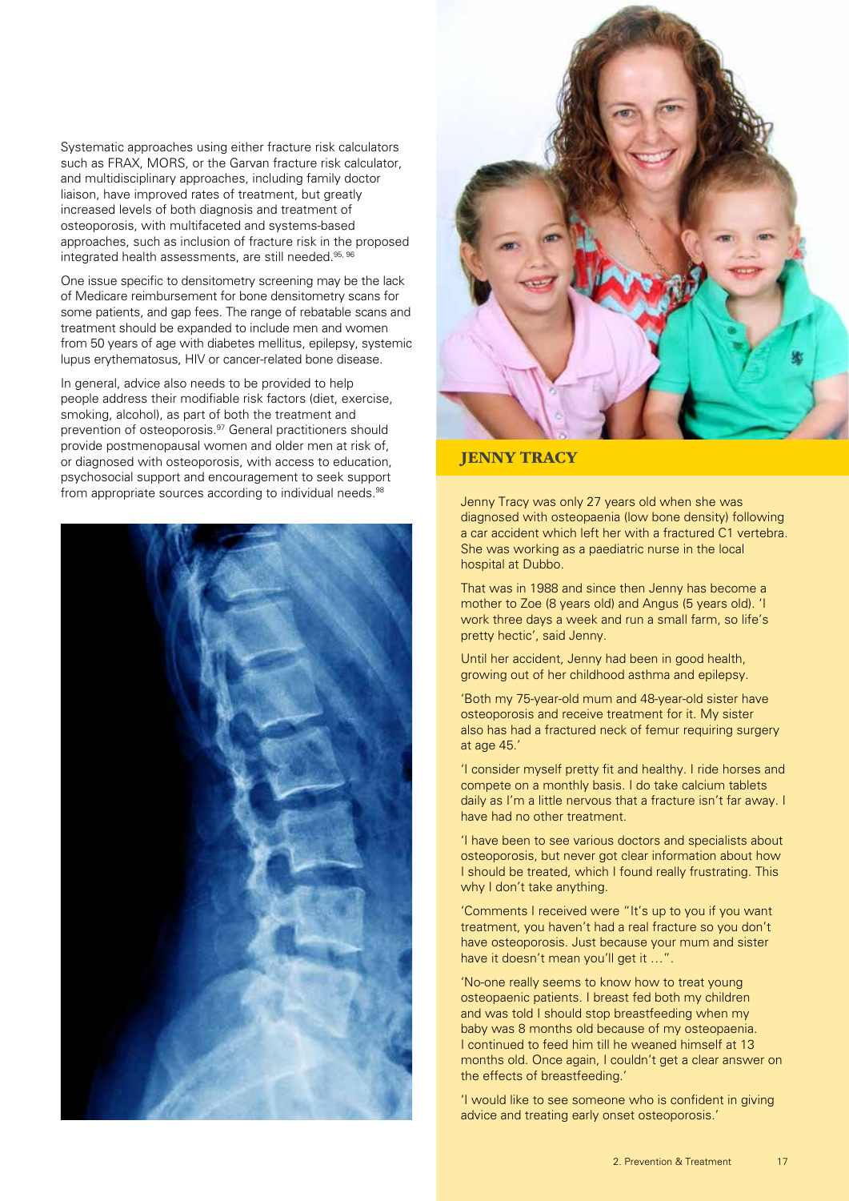Systematic approaches using either fracture risk calculators such as FRAX, MORS, or the Garvan fracture risk calculator, and multidisciplinary approaches, including family doctor liaison, have improved rates of treatment, but greatly increased levels of both diagnosis and treatment of osteoporosis, with multifaceted and systems-based approaches, such as inclusion of fracture risk in the proposed integrated health assessments, are still needed.[95, 96]

One issue specific to densitometry screening may be the lack of Medicare reimbursement for bone densitometry scans for some patients, and gap fees. The range of rebatable scans and treatment should be expanded to include men and women from 50 years of age with diabetes mellitus, epilepsy, systemic lupus erythematosus, HIV or cancer-related bone disease.

In general, advice also needs to be provided to help people address their modifiable risk factors (diet, exercise, smoking, alcohol), as part of both the treatment and prevention of osteoporosis.[97] General practitioners should provide postmenopausal women and older men at risk of, or diagnosed with osteoporosis, with access to education, psychosocial support and encouragement to seek support from appropriate sources according to individual needs.[98]

## JENNY TRACY

Jenny Tracy was only 27 years old when she was diagnosed with osteopaenia (low bone density) following a car accident which left her with a fractured C1 vertebra. She was working as a paediatric nurse in the local hospital at Dubbo.

That was in 1988 and since then Jenny has become a mother to Zoe (8 years old) and Angus (5 years old). 'I work three days a week and run a small farm, so life's pretty hectic', said Jenny.

Until her accident, Jenny had been in good health, growing out of her childhood asthma and epilepsy.

'Both my 75-year-old mum and 48-year-old sister have osteoporosis and receive treatment for it. My sister also has had a fractured neck of femur requiring surgery at age 45.'

'I consider myself pretty fit and healthy. I ride horses and compete on a monthly basis. I do take calcium tablets daily as I'm a little nervous that a fracture isn't far away. I have had no other treatment.

'I have been to see various doctors and specialists about osteoporosis, but never got clear information about how I should be treated, which I found really frustrating. This why I don't take anything.

'Comments I received were "It's up to you if you want treatment, you haven't had a real fracture so you don't have osteoporosis. Just because your mum and sister have it doesn't mean you'll get it …".

'No-one really seems to know how to treat young osteopaenic patients. I breast fed both my children and was told I should stop breastfeeding when my baby was 8 months old because of my osteopaenia. I continued to feed him till he weaned himself at 13 months old. Once again, I couldn't get a clear answer on the effects of breastfeeding.'

'I would like to see someone who is confident in giving advice and treating early onset osteoporosis.'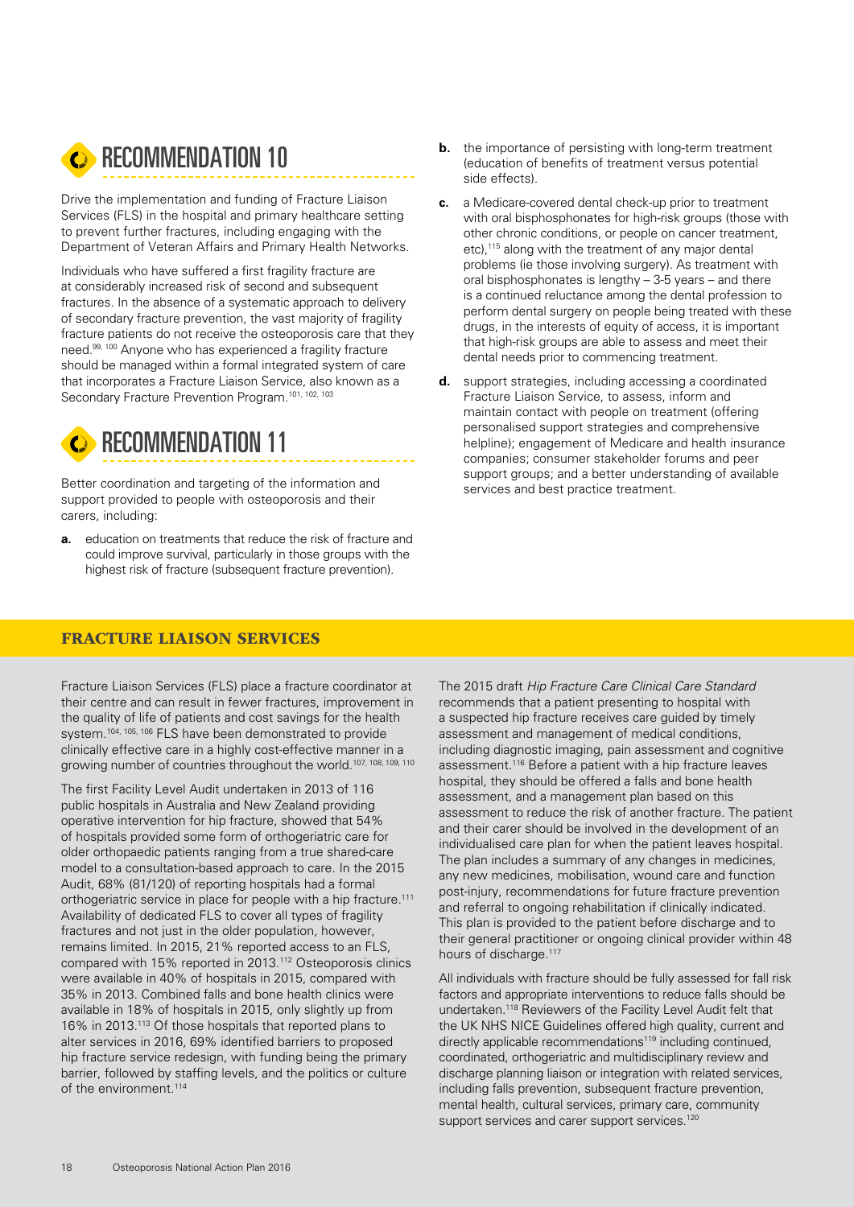## RECOMMENDATION 10

Drive the implementation and funding of Fracture Liaison Services (FLS) in the hospital and primary healthcare setting to prevent further fractures, including engaging with the Department of Veteran Affairs and Primary Health Networks.

Individuals who have suffered a first fragility fracture are at considerably increased risk of second and subsequent fractures. In the absence of a systematic approach to delivery of secondary fracture prevention, the vast majority of fragility fracture patients do not receive the osteoporosis care that they need.[99, 100] Anyone who has experienced a fragility fracture should be managed within a formal integrated system of care that incorporates a Fracture Liaison Service, also known as a Secondary Fracture Prevention Program.[101, 102, 103]

## RECOMMENDATION 11

Better coordination and targeting of the information and support provided to people with osteoporosis and their carers, including:

**a.** education on treatments that reduce the risk of fracture and could improve survival, particularly in those groups with the highest risk of fracture (subsequent fracture prevention).

**b.** the importance of persisting with long-term treatment (education of benefits of treatment versus potential side effects).

**c.** a Medicare-covered dental check-up prior to treatment with oral bisphosphonates for high-risk groups (those with other chronic conditions, or people on cancer treatment, etc),[115] along with the treatment of any major dental problems (ie those involving surgery). As treatment with oral bisphosphonates is lengthy – 3-5 years – and there is a continued reluctance among the dental profession to perform dental surgery on people being treated with these drugs, in the interests of equity of access, it is important that high-risk groups are able to assess and meet their dental needs prior to commencing treatment.

**d.** support strategies, including accessing a coordinated Fracture Liaison Service, to assess, inform and maintain contact with people on treatment (offering personalised support strategies and comprehensive helpline); engagement of Medicare and health insurance companies; consumer stakeholder forums and peer support groups; and a better understanding of available services and best practice treatment.

### FRACTURE LIAISON SERVICES

Fracture Liaison Services (FLS) place a fracture coordinator at their centre and can result in fewer fractures, improvement in the quality of life of patients and cost savings for the health system.[104, 105, 106] FLS have been demonstrated to provide clinically effective care in a highly cost-effective manner in a growing number of countries throughout the world.[107, 108, 109, 110]

The first Facility Level Audit undertaken in 2013 of 116 public hospitals in Australia and New Zealand providing operative intervention for hip fracture, showed that 54% of hospitals provided some form of orthogeriatric care for older orthopaedic patients ranging from a true shared-care model to a consultation-based approach to care. In the 2015 Audit, 68% (81/120) of reporting hospitals had a formal orthogeriatric service in place for people with a hip fracture.[111] Availability of dedicated FLS to cover all types of fragility fractures and not just in the older population, however, remains limited. In 2015, 21% reported access to an FLS, compared with 15% reported in 2013.[112] Osteoporosis clinics were available in 40% of hospitals in 2015, compared with 35% in 2013. Combined falls and bone health clinics were available in 18% of hospitals in 2015, only slightly up from 16% in 2013.[113] Of those hospitals that reported plans to alter services in 2016, 69% identified barriers to proposed hip fracture service redesign, with funding being the primary barrier, followed by staffing levels, and the politics or culture of the environment.[114]

The 2015 draft *Hip Fracture Care Clinical Care Standard* recommends that a patient presenting to hospital with a suspected hip fracture receives care guided by timely assessment and management of medical conditions, including diagnostic imaging, pain assessment and cognitive assessment.[116] Before a patient with a hip fracture leaves hospital, they should be offered a falls and bone health assessment, and a management plan based on this assessment to reduce the risk of another fracture. The patient and their carer should be involved in the development of an individualised care plan for when the patient leaves hospital. The plan includes a summary of any changes in medicines, any new medicines, mobilisation, wound care and function post-injury, recommendations for future fracture prevention and referral to ongoing rehabilitation if clinically indicated. This plan is provided to the patient before discharge and to their general practitioner or ongoing clinical provider within 48 hours of discharge.[117]

All individuals with fracture should be fully assessed for fall risk factors and appropriate interventions to reduce falls should be undertaken.[118] Reviewers of the Facility Level Audit felt that the UK NHS NICE Guidelines offered high quality, current and directly applicable recommendations[119] including continued, coordinated, orthogeriatric and multidisciplinary review and discharge planning liaison or integration with related services, including falls prevention, subsequent fracture prevention, mental health, cultural services, primary care, community support services and carer support services.[120]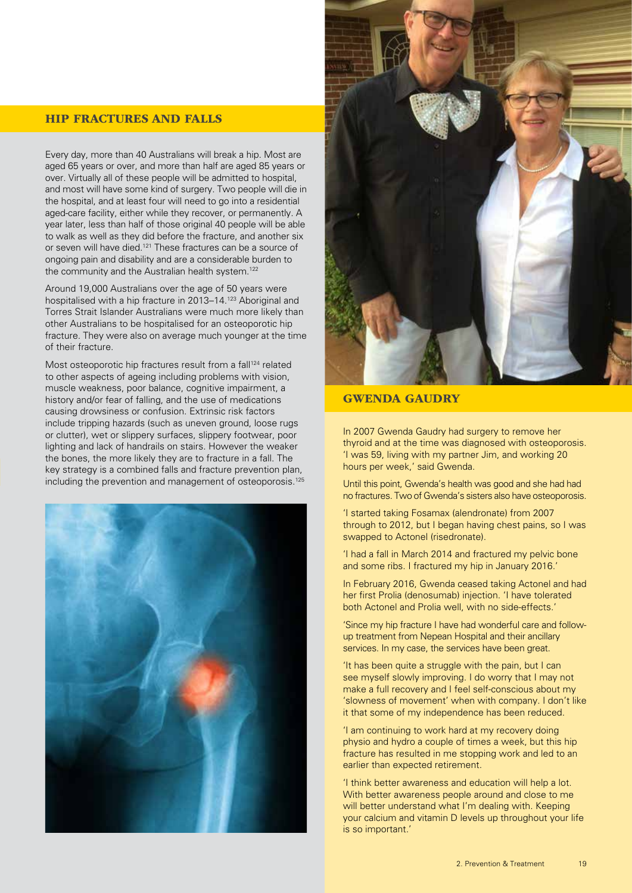## HIP FRACTURES AND FALLS

Every day, more than 40 Australians will break a hip. Most are aged 65 years or over, and more than half are aged 85 years or over. Virtually all of these people will be admitted to hospital, and most will have some kind of surgery. Two people will die in the hospital, and at least four will need to go into a residential aged-care facility, either while they recover, or permanently. A year later, less than half of those original 40 people will be able to walk as well as they did before the fracture, and another six or seven will have died.[121] These fractures can be a source of ongoing pain and disability and are a considerable burden to the community and the Australian health system.[122]

Around 19,000 Australians over the age of 50 years were hospitalised with a hip fracture in 2013–14.[123] Aboriginal and Torres Strait Islander Australians were much more likely than other Australians to be hospitalised for an osteoporotic hip fracture. They were also on average much younger at the time of their fracture.

Most osteoporotic hip fractures result from a fall[124] related to other aspects of ageing including problems with vision, muscle weakness, poor balance, cognitive impairment, a history and/or fear of falling, and the use of medications causing drowsiness or confusion. Extrinsic risk factors include tripping hazards (such as uneven ground, loose rugs or clutter), wet or slippery surfaces, slippery footwear, poor lighting and lack of handrails on stairs. However the weaker the bones, the more likely they are to fracture in a fall. The key strategy is a combined falls and fracture prevention plan, including the prevention and management of osteoporosis.[125]

## GWENDA GAUDRY

In 2007 Gwenda Gaudry had surgery to remove her thyroid and at the time was diagnosed with osteoporosis. 'I was 59, living with my partner Jim, and working 20 hours per week,' said Gwenda.

Until this point, Gwenda's health was good and she had had no fractures. Two of Gwenda's sisters also have osteoporosis.

'I started taking Fosamax (alendronate) from 2007 through to 2012, but I began having chest pains, so I was swapped to Actonel (risedronate).

'I had a fall in March 2014 and fractured my pelvic bone and some ribs. I fractured my hip in January 2016.'

In February 2016, Gwenda ceased taking Actonel and had her first Prolia (denosumab) injection. 'I have tolerated both Actonel and Prolia well, with no side-effects.'

'Since my hip fracture I have had wonderful care and follow-up treatment from Nepean Hospital and their ancillary services. In my case, the services have been great.

'It has been quite a struggle with the pain, but I can see myself slowly improving. I do worry that I may not make a full recovery and I feel self-conscious about my 'slowness of movement' when with company. I don't like it that some of my independence has been reduced.

'I am continuing to work hard at my recovery doing physio and hydro a couple of times a week, but this hip fracture has resulted in me stopping work and led to an earlier than expected retirement.

'I think better awareness and education will help a lot. With better awareness people around and close to me will better understand what I'm dealing with. Keeping your calcium and vitamin D levels up throughout your life is so important.'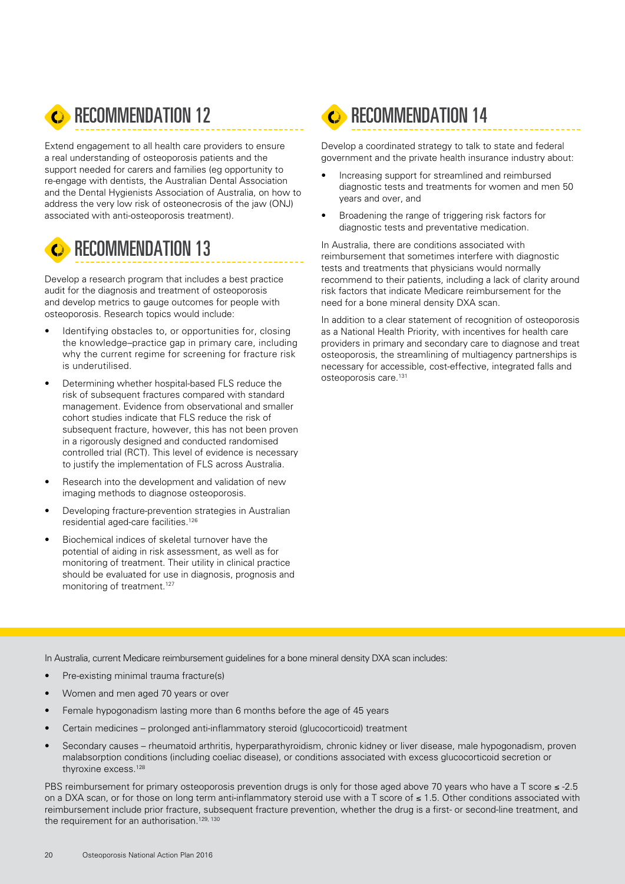## RECOMMENDATION 12

Extend engagement to all health care providers to ensure a real understanding of osteoporosis patients and the support needed for carers and families (eg opportunity to re-engage with dentists, the Australian Dental Association and the Dental Hygienists Association of Australia, on how to address the very low risk of osteonecrosis of the jaw (ONJ) associated with anti-osteoporosis treatment).

## RECOMMENDATION 13

Develop a research program that includes a best practice audit for the diagnosis and treatment of osteoporosis and develop metrics to gauge outcomes for people with osteoporosis. Research topics would include:

- Identifying obstacles to, or opportunities for, closing the knowledge–practice gap in primary care, including why the current regime for screening for fracture risk is underutilised.
- Determining whether hospital-based FLS reduce the risk of subsequent fractures compared with standard management. Evidence from observational and smaller cohort studies indicate that FLS reduce the risk of subsequent fracture, however, this has not been proven in a rigorously designed and conducted randomised controlled trial (RCT). This level of evidence is necessary to justify the implementation of FLS across Australia.
- Research into the development and validation of new imaging methods to diagnose osteoporosis.
- Developing fracture-prevention strategies in Australian residential aged-care facilities.[126]
- Biochemical indices of skeletal turnover have the potential of aiding in risk assessment, as well as for monitoring of treatment. Their utility in clinical practice should be evaluated for use in diagnosis, prognosis and monitoring of treatment.[127]

## RECOMMENDATION 14

Develop a coordinated strategy to talk to state and federal government and the private health insurance industry about:

- Increasing support for streamlined and reimbursed diagnostic tests and treatments for women and men 50 years and over, and
- Broadening the range of triggering risk factors for diagnostic tests and preventative medication.

In Australia, there are conditions associated with reimbursement that sometimes interfere with diagnostic tests and treatments that physicians would normally recommend to their patients, including a lack of clarity around risk factors that indicate Medicare reimbursement for the need for a bone mineral density DXA scan.

In addition to a clear statement of recognition of osteoporosis as a National Health Priority, with incentives for health care providers in primary and secondary care to diagnose and treat osteoporosis, the streamlining of multiagency partnerships is necessary for accessible, cost-effective, integrated falls and osteoporosis care.[131]

In Australia, current Medicare reimbursement guidelines for a bone mineral density DXA scan includes:

- Pre-existing minimal trauma fracture(s)
- Women and men aged 70 years or over
- Female hypogonadism lasting more than 6 months before the age of 45 years
- Certain medicines – prolonged anti-inflammatory steroid (glucocorticoid) treatment
- Secondary causes – rheumatoid arthritis, hyperparathyroidism, chronic kidney or liver disease, male hypogonadism, proven malabsorption conditions (including coeliac disease), or conditions associated with excess glucocorticoid secretion or thyroxine excess.[128]

PBS reimbursement for primary osteoporosis prevention drugs is only for those aged above 70 years who have a T score ≤ -2.5 on a DXA scan, or for those on long term anti-inflammatory steroid use with a T score of ≤ 1.5. Other conditions associated with reimbursement include prior fracture, subsequent fracture prevention, whether the drug is a first- or second-line treatment, and the requirement for an authorisation.[129, 130]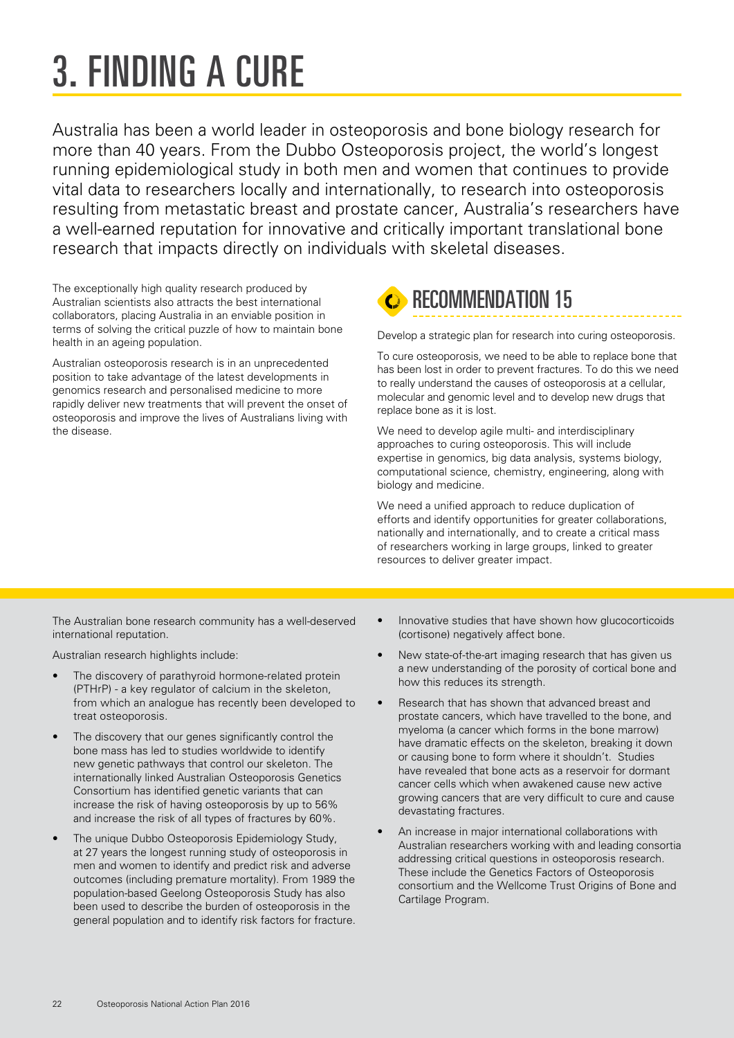# 3. FINDING A CURE

Australia has been a world leader in osteoporosis and bone biology research for more than 40 years. From the Dubbo Osteoporosis project, the world's longest running epidemiological study in both men and women that continues to provide vital data to researchers locally and internationally, to research into osteoporosis resulting from metastatic breast and prostate cancer, Australia's researchers have a well-earned reputation for innovative and critically important translational bone research that impacts directly on individuals with skeletal diseases.

The exceptionally high quality research produced by Australian scientists also attracts the best international collaborators, placing Australia in an enviable position in terms of solving the critical puzzle of how to maintain bone health in an ageing population.

Australian osteoporosis research is in an unprecedented position to take advantage of the latest developments in genomics research and personalised medicine to more rapidly deliver new treatments that will prevent the onset of osteoporosis and improve the lives of Australians living with the disease.

## RECOMMENDATION 15

Develop a strategic plan for research into curing osteoporosis.

To cure osteoporosis, we need to be able to replace bone that has been lost in order to prevent fractures. To do this we need to really understand the causes of osteoporosis at a cellular, molecular and genomic level and to develop new drugs that replace bone as it is lost.

We need to develop agile multi- and interdisciplinary approaches to curing osteoporosis. This will include expertise in genomics, big data analysis, systems biology, computational science, chemistry, engineering, along with biology and medicine.

We need a unified approach to reduce duplication of efforts and identify opportunities for greater collaborations, nationally and internationally, and to create a critical mass of researchers working in large groups, linked to greater resources to deliver greater impact.

The Australian bone research community has a well-deserved international reputation.

Australian research highlights include:

- The discovery of parathyroid hormone-related protein (PTHrP) - a key regulator of calcium in the skeleton, from which an analogue has recently been developed to treat osteoporosis.
- The discovery that our genes significantly control the bone mass has led to studies worldwide to identify new genetic pathways that control our skeleton. The internationally linked Australian Osteoporosis Genetics Consortium has identified genetic variants that can increase the risk of having osteoporosis by up to 56% and increase the risk of all types of fractures by 60%.
- The unique Dubbo Osteoporosis Epidemiology Study, at 27 years the longest running study of osteoporosis in men and women to identify and predict risk and adverse outcomes (including premature mortality). From 1989 the population-based Geelong Osteoporosis Study has also been used to describe the burden of osteoporosis in the general population and to identify risk factors for fracture.
- Innovative studies that have shown how glucocorticoids (cortisone) negatively affect bone.
- New state-of-the-art imaging research that has given us a new understanding of the porosity of cortical bone and how this reduces its strength.
- Research that has shown that advanced breast and prostate cancers, which have travelled to the bone, and myeloma (a cancer which forms in the bone marrow) have dramatic effects on the skeleton, breaking it down or causing bone to form where it shouldn't. Studies have revealed that bone acts as a reservoir for dormant cancer cells which when awakened cause new active growing cancers that are very difficult to cure and cause devastating fractures.
- An increase in major international collaborations with Australian researchers working with and leading consortia addressing critical questions in osteoporosis research. These include the Genetics Factors of Osteoporosis consortium and the Wellcome Trust Origins of Bone and Cartilage Program.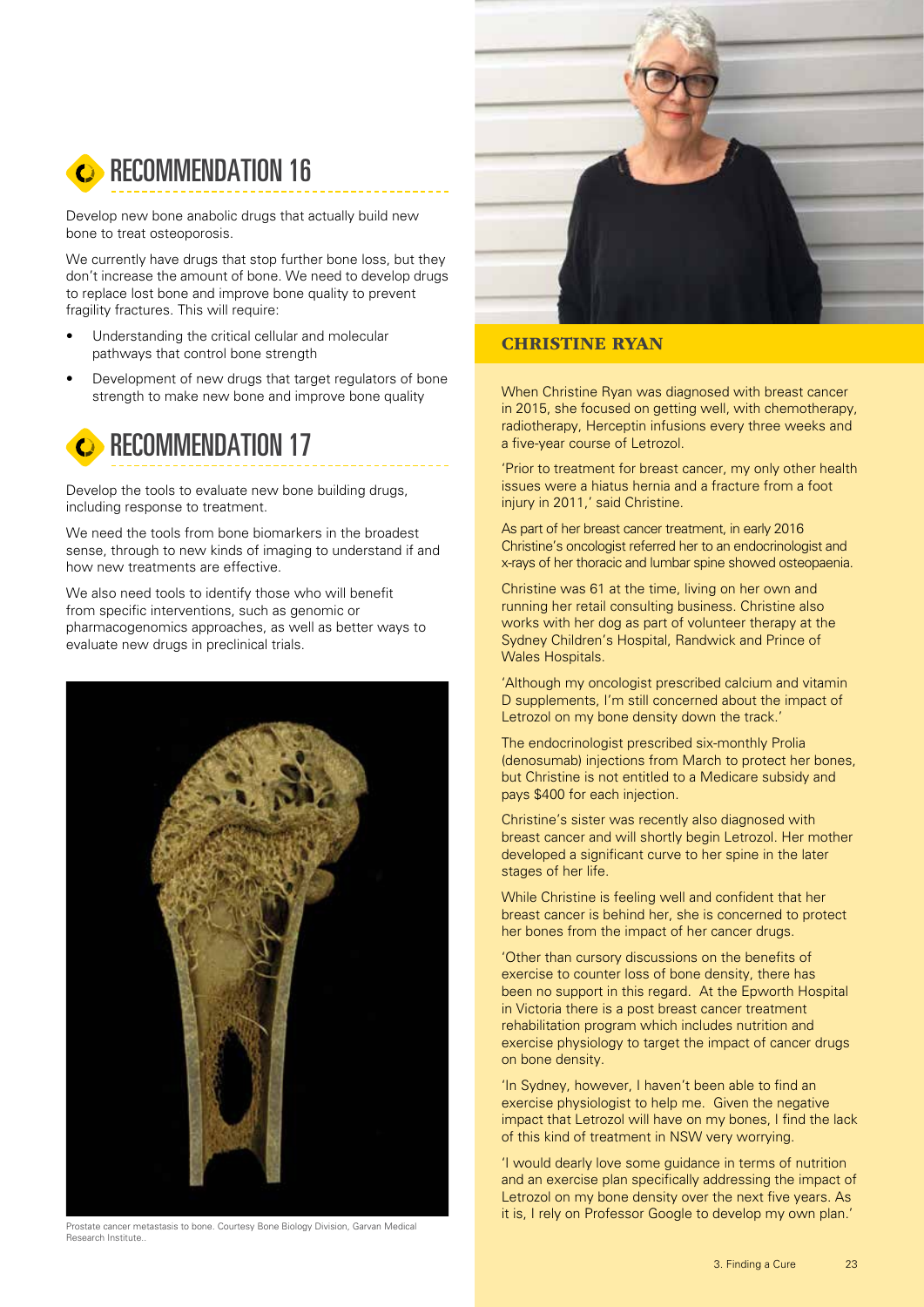## RECOMMENDATION 16

Develop new bone anabolic drugs that actually build new bone to treat osteoporosis.

We currently have drugs that stop further bone loss, but they don't increase the amount of bone. We need to develop drugs to replace lost bone and improve bone quality to prevent fragility fractures. This will require:

- Understanding the critical cellular and molecular pathways that control bone strength
- Development of new drugs that target regulators of bone strength to make new bone and improve bone quality

## RECOMMENDATION 17

Develop the tools to evaluate new bone building drugs, including response to treatment.

We need the tools from bone biomarkers in the broadest sense, through to new kinds of imaging to understand if and how new treatments are effective.

We also need tools to identify those who will benefit from specific interventions, such as genomic or pharmacogenomics approaches, as well as better ways to evaluate new drugs in preclinical trials.

Prostate cancer metastasis to bone. Courtesy Bone Biology Division, Garvan Medical Research Institute..

### CHRISTINE RYAN

When Christine Ryan was diagnosed with breast cancer in 2015, she focused on getting well, with chemotherapy, radiotherapy, Herceptin infusions every three weeks and a five-year course of Letrozol.

'Prior to treatment for breast cancer, my only other health issues were a hiatus hernia and a fracture from a foot injury in 2011,' said Christine.

As part of her breast cancer treatment, in early 2016 Christine's oncologist referred her to an endocrinologist and x-rays of her thoracic and lumbar spine showed osteopaenia.

Christine was 61 at the time, living on her own and running her retail consulting business. Christine also works with her dog as part of volunteer therapy at the Sydney Children's Hospital, Randwick and Prince of Wales Hospitals.

'Although my oncologist prescribed calcium and vitamin D supplements, I'm still concerned about the impact of Letrozol on my bone density down the track.'

The endocrinologist prescribed six-monthly Prolia (denosumab) injections from March to protect her bones, but Christine is not entitled to a Medicare subsidy and pays $400 for each injection.

Christine's sister was recently also diagnosed with breast cancer and will shortly begin Letrozol. Her mother developed a significant curve to her spine in the later stages of her life.

While Christine is feeling well and confident that her breast cancer is behind her, she is concerned to protect her bones from the impact of her cancer drugs.

'Other than cursory discussions on the benefits of exercise to counter loss of bone density, there has been no support in this regard. At the Epworth Hospital in Victoria there is a post breast cancer treatment rehabilitation program which includes nutrition and exercise physiology to target the impact of cancer drugs on bone density.

'In Sydney, however, I haven't been able to find an exercise physiologist to help me. Given the negative impact that Letrozol will have on my bones, I find the lack of this kind of treatment in NSW very worrying.

'I would dearly love some guidance in terms of nutrition and an exercise plan specifically addressing the impact of Letrozol on my bone density over the next five years. As it is, I rely on Professor Google to develop my own plan.'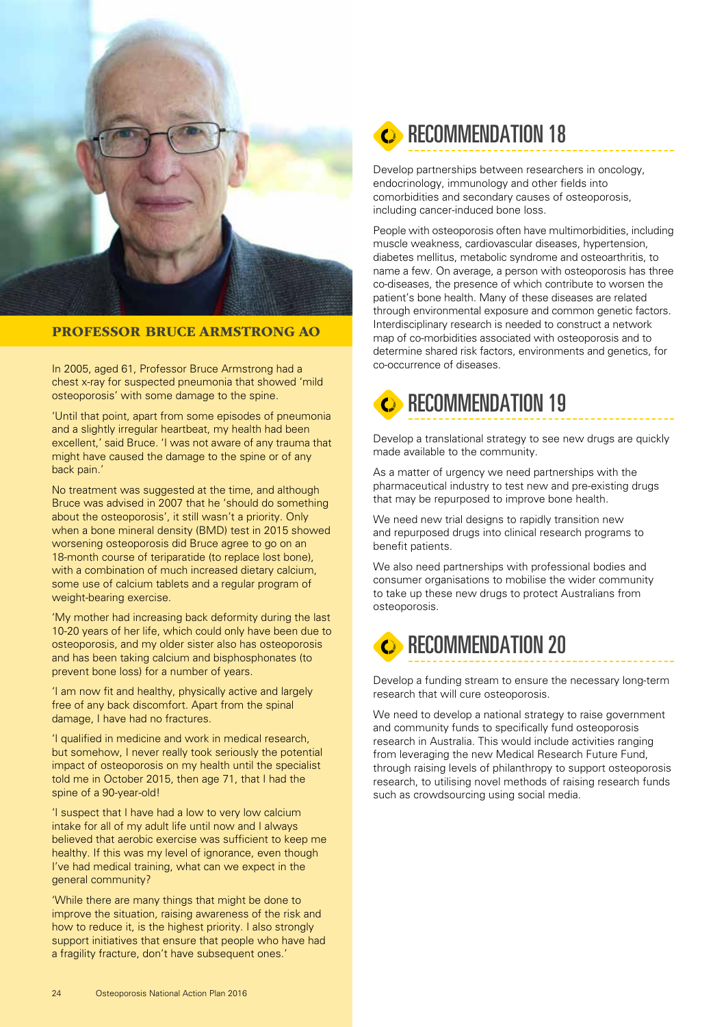## PROFESSOR BRUCE ARMSTRONG AO

In 2005, aged 61, Professor Bruce Armstrong had a chest x-ray for suspected pneumonia that showed 'mild osteoporosis' with some damage to the spine.

'Until that point, apart from some episodes of pneumonia and a slightly irregular heartbeat, my health had been excellent,' said Bruce. 'I was not aware of any trauma that might have caused the damage to the spine or of any back pain.'

No treatment was suggested at the time, and although Bruce was advised in 2007 that he 'should do something about the osteoporosis', it still wasn't a priority. Only when a bone mineral density (BMD) test in 2015 showed worsening osteoporosis did Bruce agree to go on an 18-month course of teriparatide (to replace lost bone), with a combination of much increased dietary calcium, some use of calcium tablets and a regular program of weight-bearing exercise.

'My mother had increasing back deformity during the last 10-20 years of her life, which could only have been due to osteoporosis, and my older sister also has osteoporosis and has been taking calcium and bisphosphonates (to prevent bone loss) for a number of years.

'I am now fit and healthy, physically active and largely free of any back discomfort. Apart from the spinal damage, I have had no fractures.

'I qualified in medicine and work in medical research, but somehow, I never really took seriously the potential impact of osteoporosis on my health until the specialist told me in October 2015, then age 71, that I had the spine of a 90-year-old!

'I suspect that I have had a low to very low calcium intake for all of my adult life until now and I always believed that aerobic exercise was sufficient to keep me healthy. If this was my level of ignorance, even though I've had medical training, what can we expect in the general community?

'While there are many things that might be done to improve the situation, raising awareness of the risk and how to reduce it, is the highest priority. I also strongly support initiatives that ensure that people who have had a fragility fracture, don't have subsequent ones.'

## RECOMMENDATION 18

Develop partnerships between researchers in oncology, endocrinology, immunology and other fields into comorbidities and secondary causes of osteoporosis, including cancer-induced bone loss.

People with osteoporosis often have multimorbidities, including muscle weakness, cardiovascular diseases, hypertension, diabetes mellitus, metabolic syndrome and osteoarthritis, to name a few. On average, a person with osteoporosis has three co-diseases, the presence of which contribute to worsen the patient's bone health. Many of these diseases are related through environmental exposure and common genetic factors. Interdisciplinary research is needed to construct a network map of co-morbidities associated with osteoporosis and to determine shared risk factors, environments and genetics, for co-occurrence of diseases.

## RECOMMENDATION 19

Develop a translational strategy to see new drugs are quickly made available to the community.

As a matter of urgency we need partnerships with the pharmaceutical industry to test new and pre-existing drugs that may be repurposed to improve bone health.

We need new trial designs to rapidly transition new and repurposed drugs into clinical research programs to benefit patients.

We also need partnerships with professional bodies and consumer organisations to mobilise the wider community to take up these new drugs to protect Australians from osteoporosis.

## RECOMMENDATION 20

Develop a funding stream to ensure the necessary long-term research that will cure osteoporosis.

We need to develop a national strategy to raise government and community funds to specifically fund osteoporosis research in Australia. This would include activities ranging from leveraging the new Medical Research Future Fund, through raising levels of philanthropy to support osteoporosis research, to utilising novel methods of raising research funds such as crowdsourcing using social media.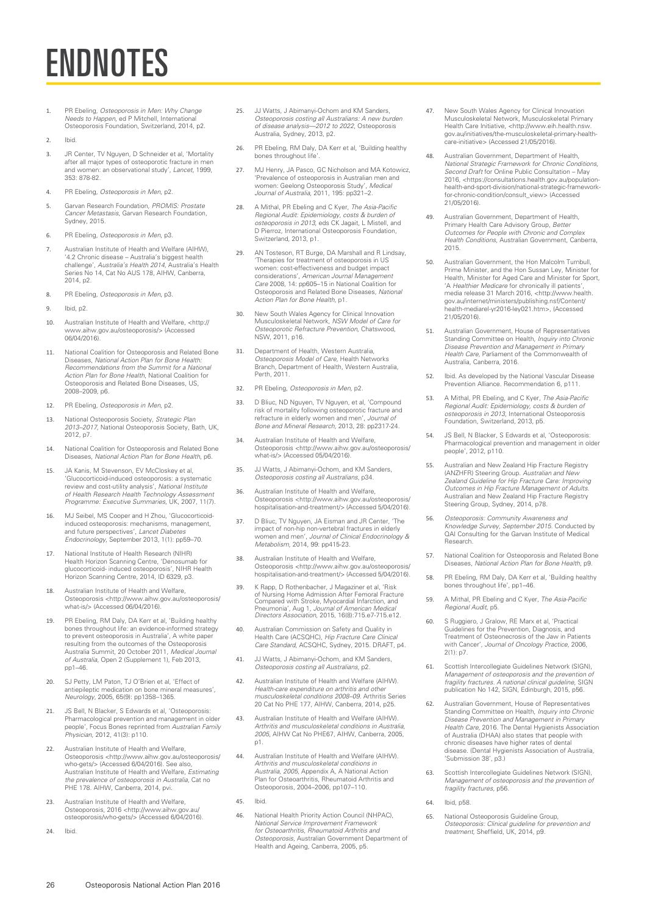# ENDNOTES

1. PR Ebeling, *Osteoporosis in Men: Why Change Needs to Happen*, ed P Mitchell, International Osteoporosis Foundation, Switzerland, 2014, p2.
2. Ibid.
3. JR Center, TV Nguyen, D Schneider et al, 'Mortality after all major types of osteoporotic fracture in men and women: an observational study', *Lancet*, 1999, 353: 878-82.
4. PR Ebeling, *Osteoporosis in Men*, p2.
5. Garvan Research Foundation, *PROMIS: Prostate Cancer Metastasis*, Garvan Research Foundation, Sydney, 2015.
6. PR Ebeling, *Osteoporosis in Men*, p3.
7. Australian Institute of Health and Welfare (AIHW), '4.2 Chronic disease – Australia's biggest health challenge', *Australia's Health 2014*, Australia's Health Series No 14, Cat No AUS 178, AIHW, Canberra, 2014, p2.
8. PR Ebeling, *Osteoporosis in Men*, p3.
9. Ibid, p2.
10. Australian Institute of Health and Welfare, <http://www.aihw.gov.au/osteoporosis/> (Accessed 06/04/2016).
11. National Coalition for Osteoporosis and Related Bone Diseases, *National Action Plan for Bone Health: Recommendations from the Summit for a National Action Plan for Bone Health*, National Coalition for Osteoporosis and Related Bone Diseases, US, 2008–2009, p6.
12. PR Ebeling, *Osteoporosis in Men*, p2.
13. National Osteoporosis Society, *Strategic Plan 2013–2017*, National Osteoporosis Society, Bath, UK, 2012, p7.
14. National Coalition for Osteoporosis and Related Bone Diseases, *National Action Plan for Bone Health*, p6.
15. JA Kanis, M Stevenson, EV McCloskey et al, 'Glucocorticoid-induced osteoporosis: a systematic review and cost-utility analysis', *National Institute of Health Research Health Technology Assessment Programme: Executive Summaries*, UK, 2007, 11(7).
16. MJ Seibel, MS Cooper and H Zhou, 'Glucocorticoid-induced osteoporosis: mechanisms, management, and future perspectives', *Lancet Diabetes Endocrinology*, September 2013, 1(1): pp59–70.
17. National Institute of Health Research (NIHR) Health Horizon Scanning Centre, 'Denosumab for glucocorticoid- induced osteoporosis', NIHR Health Horizon Scanning Centre, 2014, ID 6329, p3.
18. Australian Institute of Health and Welfare, Osteoporosis <http://www.aihw.gov.au/osteoporosis/what-is/> (Accessed 06/04/2016).
19. PR Ebeling, RM Daly, DA Kerr et al, 'Building healthy bones throughout life: an evidence-informed strategy to prevent osteoporosis in Australia', A white paper resulting from the outcomes of the Osteoporosis Australia Summit, 20 October 2011, *Medical Journal of Australia*, Open 2 (Supplement 1), Feb 2013, pp1–46.
20. SJ Petty, LM Paton, TJ O'Brien et al, 'Effect of antiepileptic medication on bone mineral measures', *Neurology*, 2005, 65(9): pp1358–1365.
21. JS Bell, N Blacker, S Edwards et al, 'Osteoporosis: Pharmacological prevention and management in older people', Focus Bones reprinted from *Australian Family Physician*, 2012, 41(3): p110.
22. Australian Institute of Health and Welfare, Osteoporosis <http://www.aihw.gov.au/osteoporosis/who-gets/> (Accessed 6/04/2016). See also, Australian Institute of Health and Welfare, *Estimating the prevalence of osteoporosis in Australia*, Cat no PHE 178. AIHW, Canberra, 2014, pvi.
23. Australian Institute of Health and Welfare, Osteoporosis, 2016 <http://www.aihw.gov.au/osteoporosis/who-gets/> (Accessed 6/04/2016).
24. Ibid.
25. JJ Watts, J Abimanyi-Ochom and KM Sanders, *Osteoporosis costing all Australians: A new burden of disease analysis—2012 to 2022*, Osteoporosis Australia, Sydney, 2013, p2.
26. PR Ebeling, RM Daly, DA Kerr et al, 'Building healthy bones throughout life'.
27. MJ Henry, JA Pasco, GC Nicholson and MA Kotowicz, 'Prevalence of osteoporosis in Australian men and women: Geelong Osteoporosis Study', *Medical Journal of Australia*, 2011, 195: pp321–2.
28. A Mithal, PR Ebeling and C Kyer, *The Asia-Pacific Regional Audit: Epidemiology, costs & burden of osteoporosis in 2013*, eds CK Jagait, L Mistell, and D Pierroz, International Osteoporosis Foundation, Switzerland, 2013, p1.
29. AN Tosteson, RT Burge, DA Marshall and R Lindsay, 'Therapies for treatment of osteoporosis in US women: cost-effectiveness and budget impact considerations', *American Journal Management Care* 2008, 14: pp605–15 in National Coalition for Osteoporosis and Related Bone Diseases, *National Action Plan for Bone Health*, p1.
30. New South Wales Agency for Clinical Innovation Musculoskeletal Network, *NSW Model of Care for Osteoporotic Refracture Prevention*, Chatswood, NSW, 2011, p16.
31. Department of Health, Western Australia, *Osteoporosis Model of Care*, Health Networks Branch, Department of Health, Western Australia, Perth, 2011.
32. PR Ebeling, *Osteoporosis in Men*, p2.
33. D Bliuc, ND Nguyen, TV Nguyen, et al, 'Compound risk of mortality following osteoporotic fracture and refracture in elderly women and men', *Journal of Bone and Mineral Research*, 2013, 28: pp2317-24.
34. Australian Institute of Health and Welfare, Osteoporosis <http://www.aihw.gov.au/osteoporosis/what-is/> (Accessed 05/04/2016).
35. JJ Watts, J Abimanyi-Ochom, and KM Sanders, *Osteoporosis costing all Australians*, p34.
36. Australian Institute of Health and Welfare, Osteoporosis <http://www.aihw.gov.au/osteoporosis/hospitalisation-and-treatment/> (Accessed 5/04/2016).
37. D Bliuc, TV Nguyen, JA Eisman and JR Center, 'The impact of non-hip non-vertebral fractures in elderly women and men', *Journal of Clinical Endocrinology & Metabolism*, 2014, 99: pp415-23.
38. Australian Institute of Health and Welfare, Osteoporosis <http://www.aihw.gov.au/osteoporosis/hospitalisation-and-treatment/> (Accessed 5/04/2016).
39. K Rapp, D Rothenbacher, J Magaziner et al, 'Risk of Nursing Home Admission After Femoral Fracture Compared with Stroke, Myocardial Infarction, and Pneumonia', Aug 1, *Journal of American Medical Directors Association*, 2015, 16(8):715.e7-715.e12.
40. Australian Commission on Safety and Quality in Health Care (ACSQHC), *Hip Fracture Care Clinical Care Standard*, ACSQHC, Sydney, 2015. DRAFT, p4.
41. JJ Watts, J Abimanyi-Ochom, and KM Sanders, *Osteoporosis costing all Australians*, p2.
42. Australian Institute of Health and Welfare (AIHW). *Health-care expenditure on arthritis and other musculoskeletal conditions 2008–09*. Arthritis Series 20 Cat No PHE 177, AIHW, Canberra, 2014, p25.
43. Australian Institute of Health and Welfare (AIHW). *Arthritis and musculoskeletal conditions in Australia, 2005*, AIHW Cat No PHE67, AIHW, Canberra, 2005, p1.
44. Australian Institute of Health and Welfare (AIHW). *Arthritis and musculoskeletal conditions in Australia, 2005*, Appendix A, A National Action Plan for Osteoarthritis, Rheumatoid Arthritis and Osteoporosis, 2004–2006, pp107–110.
45. Ibid.
46. National Health Priority Action Council (NHPAC), *National Service Improvement Framework for Osteoarthritis, Rheumatoid Arthritis and Osteoporosis*, Australian Government Department of Health and Ageing, Canberra, 2005, p5.
47. New South Wales Agency for Clinical Innovation Musculoskeletal Network, Musculoskeletal Primary Health Care Initiative, <http://www.eih.health.nsw.gov.au/initiatives/the-musculoskeletal-primary-health-care-initiative> (Accessed 21/05/2016).
48. Australian Government, Department of Health, *National Strategic Framework for Chronic Conditions, Second Draft* for Online Public Consultation – May 2016, <https://consultations.health.gov.au/population-health-and-sport-division/national-strategic-framework-for-chronic-condition/consult_view> (Accessed 21/05/2016).
49. Australian Government, Department of Health, Primary Health Care Advisory Group, *Better Outcomes for People with Chronic and Complex Health Conditions*, Australian Government, Canberra, 2015.
50. Australian Government, the Hon Malcolm Turnbull, Prime Minister, and the Hon Sussan Ley, Minister for Health, Minister for Aged Care and Minister for Sport, 'A *Healthier Medicare* for chronically ill patients', media release 31 March 2016, <http://www.health.gov.au/internet/ministers/publishing.nsf/Content/health-mediarel-yr2016-ley021.htm>, (Accessed 21/05/2016).
51. Australian Government, House of Representatives Standing Committee on Health, *Inquiry into Chronic Disease Prevention and Management in Primary Health Care*, Parliament of the Commonwealth of Australia, Canberra, 2016.
52. Ibid. As developed by the National Vascular Disease Prevention Alliance. Recommendation 6, p111.
53. A Mithal, PR Ebeling, and C Kyer, *The Asia-Pacific Regional Audit: Epidemiology, costs & burden of osteoporosis in 2013*, International Osteoporosis Foundation, Switzerland, 2013, p5.
54. JS Bell, N Blacker, S Edwards et al, 'Osteoporosis: Pharmacological prevention and management in older people', 2012, p110.
55. Australian and New Zealand Hip Fracture Registry (ANZHFR) Steering Group. *Australian and New Zealand Guideline for Hip Fracture Care: Improving Outcomes in Hip Fracture Management of Adults*. Australian and New Zealand Hip Fracture Registry Steering Group, Sydney, 2014, p78.
56. *Osteoporosis: Community Awareness and Knowledge Survey, September 2015*. Conducted by QAI Consulting for the Garvan Institute of Medical Research.
57. National Coalition for Osteoporosis and Related Bone Diseases, *National Action Plan for Bone Health*, p9.
58. PR Ebeling, RM Daly, DA Kerr et al, 'Building healthy bones throughout life', pp1–46.
59. A Mithal, PR Ebeling and C Kyer, *The Asia-Pacific Regional Audit*, p5.
60. S Ruggiero, J Gralow, RE Marx et al, 'Practical Guidelines for the Prevention, Diagnosis, and Treatment of Osteonecrosis of the Jaw in Patients with Cancer', *Journal of Oncology Practice*, 2006, 2(1): p7.
61. Scottish Intercollegiate Guidelines Network (SIGN), *Management of osteoporosis and the prevention of fragility fractures. A national clinical guideline*, SIGN publication No 142, SIGN, Edinburgh, 2015, p56.
62. Australian Government, House of Representatives Standing Committee on Health, *Inquiry into Chronic Disease Prevention and Management in Primary Health Care*, 2016. The Dental Hygienists Association of Australia (DHAA) also states that people with chronic diseases have higher rates of dental disease. (Dental Hygienists Association of Australia, 'Submission 38', p3.)
63. Scottish Intercollegiate Guidelines Network (SIGN), *Management of osteoporosis and the prevention of fragility fractures*, p56.
64. Ibid, p58.
65. National Osteoporosis Guideline Group, *Osteoporosis: Clinical guideline for prevention and treatment*, Sheffield, UK, 2014, p9.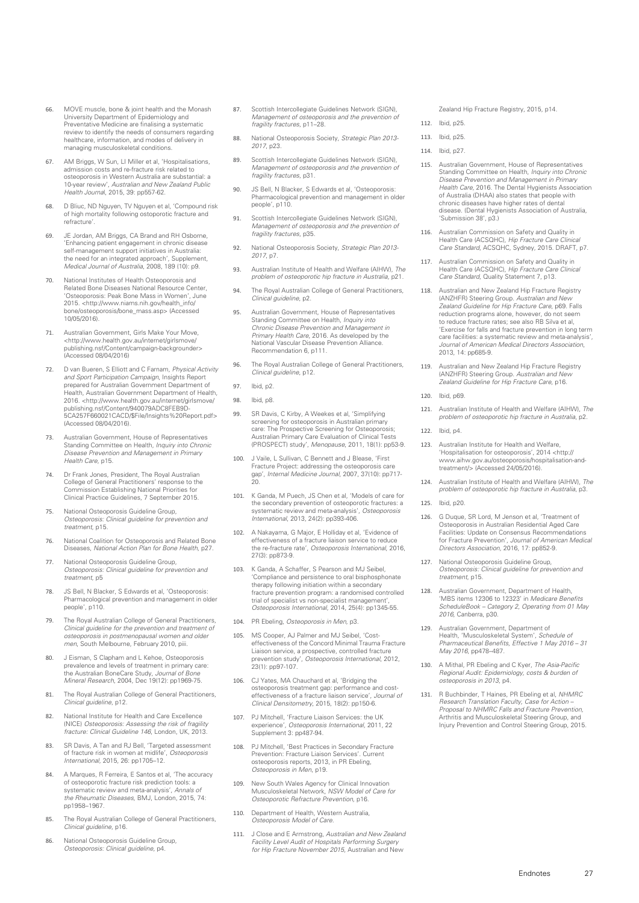66. MOVE muscle, bone & joint health and the Monash University Department of Epidemiology and Preventative Medicine are finalising a systematic review to identify the needs of consumers regarding healthcare, information, and modes of delivery in managing musculoskeletal conditions.

67. AM Briggs, W Sun, LI Miller et al, 'Hospitalisations, admission costs and re-fracture risk related to osteoporosis in Western Australia are substantial: a 10-year review', *Australian and New Zealand Public Health Journal*, 2015, 39: pp557-62.

68. D Bliuc, ND Nguyen, TV Nguyen et al, 'Compound risk of high mortality following osteporotic fracture and refracture'.

69. JE Jordan, AM Briggs, CA Brand and RH Osborne, 'Enhancing patient engagement in chronic disease self-management support initiatives in Australia: the need for an integrated approach', Supplement, *Medical Journal of Australia*, 2008, 189 (10): p9.

70. National Institutes of Health Osteoporosis and Related Bone Diseases National Resource Center, 'Osteoporosis: Peak Bone Mass in Women', June 2015. <http://www.niams.nih.gov/health_info/bone/osteoporosis/bone_mass.asp> (Accessed 10/05/2016).

71. Australian Government, Girls Make Your Move, <http://www.health.gov.au/internet/girlsmove/publishing.nsf/Content/campaign-backgrounder> (Accessed 08/04/2016)

72. D van Bueren, S Elliott and C Farnam, *Physical Activity and Sport Participation Campaign*, Insights Report prepared for Australian Government Department of Health, Australian Government Department of Health, 2016. <http://www.health.gov.au/internet/girlsmove/publishing.nsf/Content/940079ADC8FEB9D-5CA257F660021CACD/$File/Insights%20Report.pdf> (Accessed 08/04/2016).

73. Australian Government, House of Representatives Standing Committee on Health, *Inquiry into Chronic Disease Prevention and Management in Primary Health Care*, p15.

74. Dr Frank Jones, President, The Royal Australian College of General Practitioners' response to the Commission Establishing National Priorities for Clinical Practice Guidelines, 7 September 2015.

75. National Osteoporosis Guideline Group, *Osteoporosis: Clinical guideline for prevention and treatment*, p15.

76. National Coalition for Osteoporosis and Related Bone Diseases, *National Action Plan for Bone Health*, p27.

77. National Osteoporosis Guideline Group, *Osteoporosis: Clinical guideline for prevention and treatment*, p5

78. JS Bell, N Blacker, S Edwards et al, 'Osteoporosis: Pharmacological prevention and management in older people', p110.

79. The Royal Australian College of General Practitioners, *Clinical guideline for the prevention and treatment of osteoporosis in postmenopausal women and older men*, South Melbourne, February 2010, piii.

80. J Eisman, S Clapham and L Kehoe, Osteoporosis prevalence and levels of treatment in primary care: the Australian BoneCare Study, *Journal of Bone Mineral Research*, 2004, Dec 19(12): pp1969-75.

81. The Royal Australian College of General Practitioners, *Clinical guideline*, p12.

82. National Institute for Health and Care Excellence (NICE) *Osteoporosis: Assessing the risk of fragility fracture: Clinical Guideline 146*, London, UK, 2013.

83. SR Davis, A Tan and RJ Bell, 'Targeted assessment of fracture risk in women at midlife', *Osteoporosis International*, 2015, 26: pp1705–12.

84. A Marques, R Ferreira, E Santos et al, 'The accuracy of osteoporotic fracture risk prediction tools: a systematic review and meta-analysis', *Annals of the Rheumatic Diseases*, BMJ, London, 2015, 74: pp1958–1967.

85. The Royal Australian College of General Practitioners, *Clinical guideline*, p16.

86. National Osteoporosis Guideline Group, *Osteoporosis: Clinical guideline*, p4.

87. Scottish Intercollegiate Guidelines Network (SIGN), *Management of osteoporosis and the prevention of fragility fractures*, p11–28.

88. National Osteoporosis Society, *Strategic Plan 2013-2017*, p23.

89. Scottish Intercollegiate Guidelines Network (SIGN), *Management of osteoporosis and the prevention of fragility fractures*, p31.

90. JS Bell, N Blacker, S Edwards et al, 'Osteoporosis: Pharmacological prevention and management in older people', p110.

91. Scottish Intercollegiate Guidelines Network (SIGN), *Management of osteoporosis and the prevention of fragility fractures*, p35.

92. National Osteoporosis Society, *Strategic Plan 2013-2017*, p7.

93. Australian Institute of Health and Welfare (AIHW), *The problem of osteoporotic hip fracture in Australia*, p21.

94. The Royal Australian College of General Practitioners, *Clinical guideline*, p2.

95. Australian Government, House of Representatives Standing Committee on Health, *Inquiry into Chronic Disease Prevention and Management in Primary Health Care*, 2016. As developed by the National Vascular Disease Prevention Alliance. Recommendation 6, p111.

96. The Royal Australian College of General Practitioners, *Clinical guideline*, p12.

97. Ibid, p2.

98. Ibid, p8.

99. SR Davis, C Kirby, A Weekes et al, 'Simplifying screening for osteoporosis in Australian primary care: The Prospective Screening for Osteoporosis; Australian Primary Care Evaluation of Clinical Tests (PROSPECT) study', *Menopause*, 2011, 18(1): pp53-9.

100. J Vaile, L Sullivan, C Bennett and J Blease, 'First Fracture Project: addressing the osteoporosis care gap', *Internal Medicine Journal*, 2007, 37(10): pp717-20.

101. K Ganda, M Puech, JS Chen et al, 'Models of care for the secondary prevention of osteoporotic fractures: a systematic review and meta-analysis', *Osteoporosis International*, 2013, 24(2): pp393-406.

102. A Nakayama, G Major, E Holliday et al, 'Evidence of effectiveness of a fracture liaison service to reduce the re-fracture rate', *Osteoporosis International*, 2016, 27(3): pp873-9.

103. K Ganda, A Schaffer, S Pearson and MJ Seibel, 'Compliance and persistence to oral bisphosphonate therapy following initiation within a secondary fracture prevention program: a randomised controlled trial of specialist vs non-specialist management', *Osteoporosis International*, 2014, 25(4): pp1345-55.

104. PR Ebeling, *Osteoporosis in Men*, p3.

105. MS Cooper, AJ Palmer and MJ Seibel, 'Cost-effectiveness of the Concord Minimal Trauma Fracture Liaison service, a prospective, controlled fracture prevention study', *Osteoporosis International*, 2012, 23(1): pp97-107.

106. CJ Yates, MA Chauchard et al, 'Bridging the osteoporosis treatment gap: performance and cost-effectiveness of a fracture liaison service', *Journal of Clinical Densitometry*, 2015, 18(2): pp150-6.

107. PJ Mitchell, 'Fracture Liaison Services: the UK experience', *Osteoporosis International*, 2011, 22 Supplement 3: pp487-94.

108. PJ Mitchell, 'Best Practices in Secondary Fracture Prevention: Fracture Liaison Services'. Current osteoporosis reports, 2013, in PR Ebeling, *Osteoporosis in Men*, p19.

109. New South Wales Agency for Clinical Innovation Musculoskeletal Network, *NSW Model of Care for Osteoporotic Refracture Prevention*, p16.

110. Department of Health, Western Australia, *Osteoporosis Model of Care*.

111. J Close and E Armstrong, *Australian and New Zealand Facility Level Audit of Hospitals Performing Surgery for Hip Fracture November 2015*, Australian and New Zealand Hip Fracture Registry, 2015, p14.

112. Ibid, p25.

113. Ibid, p25.

114. Ibid, p27.

115. Australian Government, House of Representatives Standing Committee on Health, *Inquiry into Chronic Disease Prevention and Management in Primary Health Care*, 2016. The Dental Hygienists Association of Australia (DHAA) also states that people with chronic diseases have higher rates of dental disease. (Dental Hygienists Association of Australia, 'Submission 38', p3.)

116. Australian Commission on Safety and Quality in Health Care (ACSQHC), *Hip Fracture Care Clinical Care Standard*, ACSQHC, Sydney, 2015. DRAFT, p7.

117. Australian Commission on Safety and Quality in Health Care (ACSQHC), *Hip Fracture Care Clinical Care Standard*, Quality Statement 7, p13.

118. Australian and New Zealand Hip Fracture Registry (ANZHFR) Steering Group. *Australian and New Zealand Guideline for Hip Fracture Care*, p69. Falls reduction programs alone, however, do not seem to reduce fracture rates; see also RB Silva et al, 'Exercise for falls and fracture prevention in long term care facilities: a systematic review and meta-analysis', *Journal of American Medical Directors Association*, 2013, 14: pp685-9.

119. Australian and New Zealand Hip Fracture Registry (ANZHFR) Steering Group. *Australian and New Zealand Guideline for Hip Fracture Care*, p16.

120. Ibid, p69.

121. Australian Institute of Health and Welfare (AIHW), *The problem of osteoporotic hip fracture in Australia*, p2.

122. Ibid, p4.

123. Australian Institute for Health and Welfare, 'Hospitalisation for osteoporosis', 2014 <http://www.aihw.gov.au/osteoporosis/hospitalisation-and-treatment/> (Accessed 24/05/2016).

124. Australian Institute of Health and Welfare (AIHW), *The problem of osteoporotic hip fracture in Australia*, p3.

125. Ibid, p20.

126. G Duque, SR Lord, M Jenson et al, 'Treatment of Osteoporosis in Australian Residential Aged Care Facilities: Update on Consensus Recommendations for Fracture Prevention', *Journal of American Medical Directors Association*, 2016, 17: pp852-9.

127. National Osteoporosis Guideline Group, *Osteoporosis: Clinical guideline for prevention and treatment*, p15.

128. Australian Government, Department of Health, 'MBS items 12306 to 12323' in *Medicare Benefits ScheduleBook – Category 2, Operating from 01 May 2016*, Canberra, p30.

129. Australian Government, Department of Health, 'Musculoskeletal System', *Schedule of Pharmaceutical Benefits, Effective 1 May 2016 – 31 May 2016*, pp478–487.

130. A Mithal, PR Ebeling and C Kyer, *The Asia-Pacific Regional Audit: Epidemiology, costs & burden of osteoporosis in 2013*, p4.

131. R Buchbinder, T Haines, PR Ebeling et al, *NHMRC Research Translation Faculty, Case for Action – Proposal to NHMRC Falls and Fracture Prevention*, Arthritis and Musculoskeletal Steering Group, and Injury Prevention and Control Steering Group, 2015.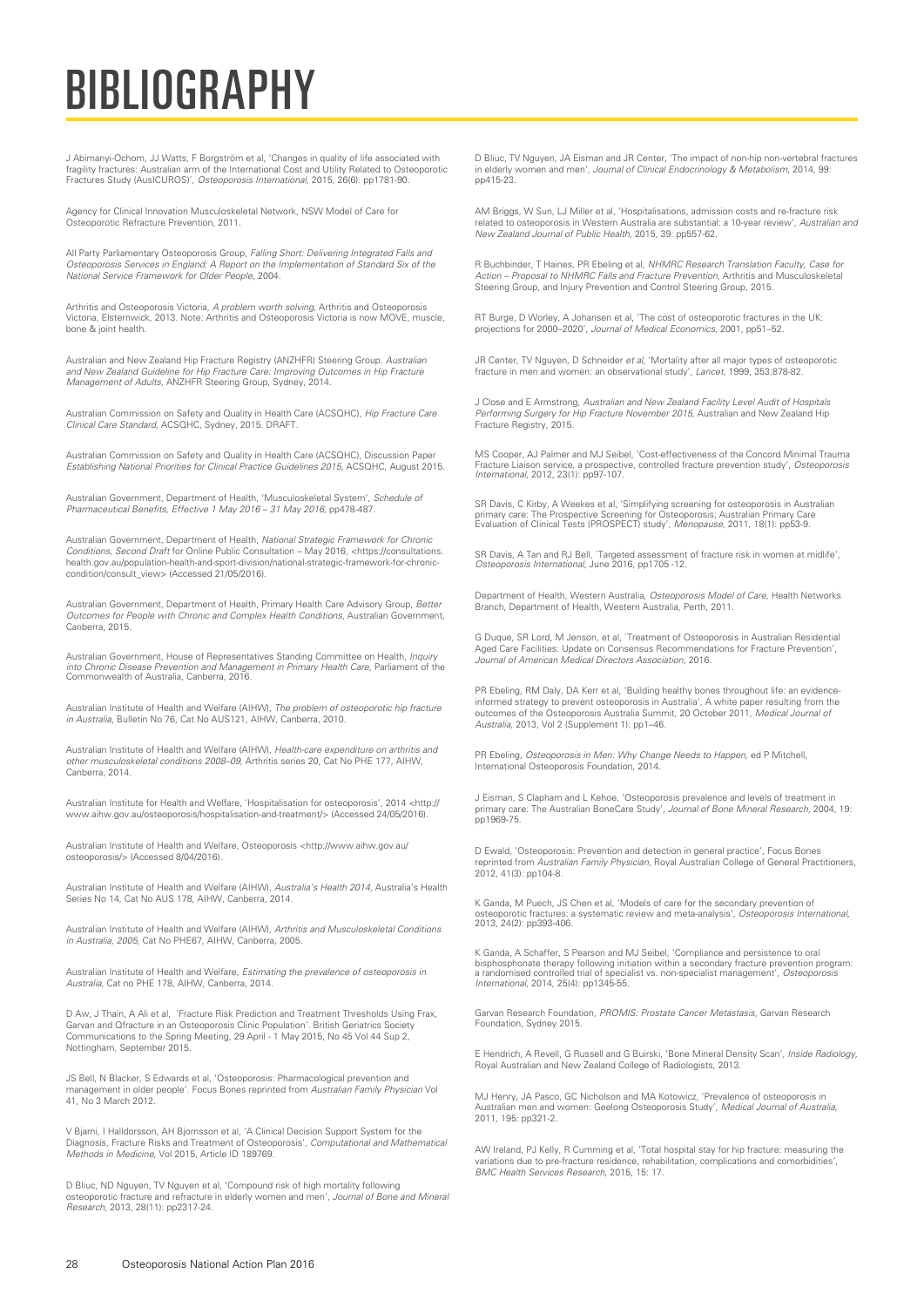# BIBLIOGRAPHY

J Abimanyi-Ochom, JJ Watts, F Borgström et al, 'Changes in quality of life associated with fragility fractures: Australian arm of the International Cost and Utility Related to Osteoporotic Fractures Study (AusICUROS)', *Osteoporosis International*, 2015, 26(6): pp1781-90.

Agency for Clinical Innovation Musculoskeletal Network, NSW Model of Care for Osteoporotic Refracture Prevention, 2011.

All Party Parliamentary Osteoporosis Group, *Falling Short: Delivering Integrated Falls and Osteoporosis Services in England: A Report on the Implementation of Standard Six of the National Service Framework for Older People*, 2004.

Arthritis and Osteoporosis Victoria, *A problem worth solving*, Arthritis and Osteoporosis Victoria, Elsternwick, 2013. Note: Arthritis and Osteoporosis Victoria is now MOVE, muscle, bone & joint health.

Australian and New Zealand Hip Fracture Registry (ANZHFR) Steering Group. *Australian and New Zealand Guideline for Hip Fracture Care: Improving Outcomes in Hip Fracture Management of Adults*, ANZHFR Steering Group, Sydney, 2014.

Australian Commission on Safety and Quality in Health Care (ACSQHC), *Hip Fracture Care Clinical Care Standard*, ACSQHC, Sydney, 2015. DRAFT.

Australian Commission on Safety and Quality in Health Care (ACSQHC), Discussion Paper *Establishing National Priorities for Clinical Practice Guidelines 2015*, ACSQHC, August 2015.

Australian Government, Department of Health, 'Musculoskeletal System', *Schedule of Pharmaceutical Benefits, Effective 1 May 2016 – 31 May 2016*, pp478-487.

Australian Government, Department of Health, *National Strategic Framework for Chronic Conditions, Second Draft* for Online Public Consultation – May 2016, <https://consultations.health.gov.au/population-health-and-sport-division/national-strategic-framework-for-chronic-condition/consult_view> (Accessed 21/05/2016).

Australian Government, Department of Health, Primary Health Care Advisory Group, *Better Outcomes for People with Chronic and Complex Health Conditions*, Australian Government, Canberra, 2015.

Australian Government, House of Representatives Standing Committee on Health, *Inquiry into Chronic Disease Prevention and Management in Primary Health Care*, Parliament of the Commonwealth of Australia, Canberra, 2016.

Australian Institute of Health and Welfare (AIHW), *The problem of osteoporotic hip fracture in Australia*, Bulletin No 76, Cat No AUS121, AIHW, Canberra, 2010.

Australian Institute of Health and Welfare (AIHW), *Health-care expenditure on arthritis and other musculoskeletal conditions 2008–09*, Arthritis series 20, Cat No PHE 177, AIHW, Canberra, 2014.

Australian Institute for Health and Welfare, 'Hospitalisation for osteoporosis', 2014 <http://www.aihw.gov.au/osteoporosis/hospitalisation-and-treatment/> (Accessed 24/05/2016).

Australian Institute of Health and Welfare, Osteoporosis <http://www.aihw.gov.au/osteoporosis/> (Accessed 8/04/2016).

Australian Institute of Health and Welfare (AIHW), *Australia's Health 2014*, Australia's Health Series No 14, Cat No AUS 178, AIHW, Canberra, 2014.

Australian Institute of Health and Welfare (AIHW), *Arthritis and Musculoskeletal Conditions in Australia, 2005*, Cat No PHE67, AIHW, Canberra, 2005.

Australian Institute of Health and Welfare, *Estimating the prevalence of osteoporosis in Australia*, Cat no PHE 178, AIHW, Canberra, 2014.

D Aw, J Thain, A Ali et al, 'Fracture Risk Prediction and Treatment Thresholds Using Frax, Garvan and Qfracture in an Osteoporosis Clinic Population'. British Geriatrics Society Communications to the Spring Meeting, 29 April - 1 May 2015, No 45 Vol 44 Sup 2, Nottingham, September 2015.

JS Bell, N Blacker, S Edwards et al, 'Osteoporosis: Pharmacological prevention and management in older people'. Focus Bones reprinted from *Australian Family Physician* Vol 41, No 3 March 2012.

V Bjarni, I Halldorsson, AH Bjornsson et al, 'A Clinical Decision Support System for the Diagnosis, Fracture Risks and Treatment of Osteoporosis', *Computational and Mathematical Methods in Medicine*, Vol 2015, Article ID 189769.

D Bliuc, ND Nguyen, TV Nguyen et al, 'Compound risk of high mortality following osteoporotic fracture and refracture in elderly women and men', *Journal of Bone and Mineral Research*, 2013, 28(11): pp2317-24.

D Bliuc, TV Nguyen, JA Eisman and JR Center, 'The impact of non-hip non-vertebral fractures in elderly women and men', *Journal of Clinical Endocrinology & Metabolism*, 2014, 99: pp415-23.

AM Briggs, W Sun, LJ Miller et al, 'Hospitalisations, admission costs and re-fracture risk related to osteoporosis in Western Australia are substantial: a 10-year review', *Australian and New Zealand Journal of Public Health*, 2015, 39: pp557-62.

R Buchbinder, T Haines, PR Ebeling et al, *NHMRC Research Translation Faculty, Case for Action – Proposal to NHMRC Falls and Fracture Prevention*, Arthritis and Musculoskeletal Steering Group, and Injury Prevention and Control Steering Group, 2015.

RT Burge, D Worley, A Johansen et al, 'The cost of osteoporotic fractures in the UK: projections for 2000–2020', *Journal of Medical Economics*, 2001, pp51–52.

JR Center, TV Nguyen, D Schneider *et al*, 'Mortality after all major types of osteoporotic fracture in men and women: an observational study', *Lancet*, 1999, 353:878-82.

J Close and E Armstrong, *Australian and New Zealand Facility Level Audit of Hospitals Performing Surgery for Hip Fracture November 2015*, Australian and New Zealand Hip Fracture Registry, 2015.

MS Cooper, AJ Palmer and MJ Seibel, 'Cost-effectiveness of the Concord Minimal Trauma Fracture Liaison service, a prospective, controlled fracture prevention study', *Osteoporosis International*, 2012, 23(1): pp97-107.

SR Davis, C Kirby, A Weekes et al, 'Simplifying screening for osteoporosis in Australian primary care: The Prospective Screening for Osteoporosis; Australian Primary Care Evaluation of Clinical Tests (PROSPECT) study', *Menopause*, 2011, 18(1): pp53-9.

SR Davis, A Tan and RJ Bell, 'Targeted assessment of fracture risk in women at midlife', *Osteoporosis International*, June 2016, pp1705 -12.

Department of Health, Western Australia, *Osteoporosis Model of Care*, Health Networks Branch, Department of Health, Western Australia, Perth, 2011.

G Duque, SR Lord, M Jenson, et al, 'Treatment of Osteoporosis in Australian Residential Aged Care Facilities: Update on Consensus Recommendations for Fracture Prevention', *Journal of American Medical Directors Association*, 2016.

PR Ebeling, RM Daly, DA Kerr et al, 'Building healthy bones throughout life: an evidence-informed strategy to prevent osteoporosis in Australia', A white paper resulting from the outcomes of the Osteoporosis Australia Summit, 20 October 2011, *Medical Journal of Australia*, 2013, Vol 2 (Supplement 1): pp1–46.

PR Ebeling, *Osteoporosis in Men: Why Change Needs to Happen*, ed P Mitchell, International Osteoporosis Foundation, 2014.

J Eisman, S Clapham and L Kehoe, 'Osteoporosis prevalence and levels of treatment in primary care: The Australian BoneCare Study', *Journal of Bone Mineral Research*, 2004, 19: pp1969-75.

D Ewald, 'Osteoporosis: Prevention and detection in general practice', Focus Bones reprinted from *Australian Family Physician*, Royal Australian College of General Practitioners, 2012, 41(3): pp104-8.

K Ganda, M Puech, JS Chen et al, 'Models of care for the secondary prevention of osteoporotic fractures: a systematic review and meta-analysis', *Osteoporosis International*, 2013, 24(2): pp393-406.

K Ganda, A Schaffer, S Pearson and MJ Seibel, 'Compliance and persistence to oral bisphosphonate therapy following initiation within a secondary fracture prevention program: a randomised controlled trial of specialist vs. non-specialist management', *Osteoporosis International*, 2014, 25(4): pp1345-55.

Garvan Research Foundation, *PROMIS: Prostate Cancer Metastasis*, Garvan Research Foundation, Sydney 2015.

E Hendrich, A Revell, G Russell and G Buirski, 'Bone Mineral Density Scan', *Inside Radiology*, Royal Australian and New Zealand College of Radiologists, 2013.

MJ Henry, JA Pasco, GC Nicholson and MA Kotowicz, 'Prevalence of osteoporosis in Australian men and women: Geelong Osteoporosis Study', *Medical Journal of Australia*, 2011, 195: pp321-2.

AW Ireland, PJ Kelly, R Cumming et al, 'Total hospital stay for hip fracture: measuring the variations due to pre-fracture residence, rehabilitation, complications and comorbidities', *BMC Health Services Research*, 2015, 15: 17.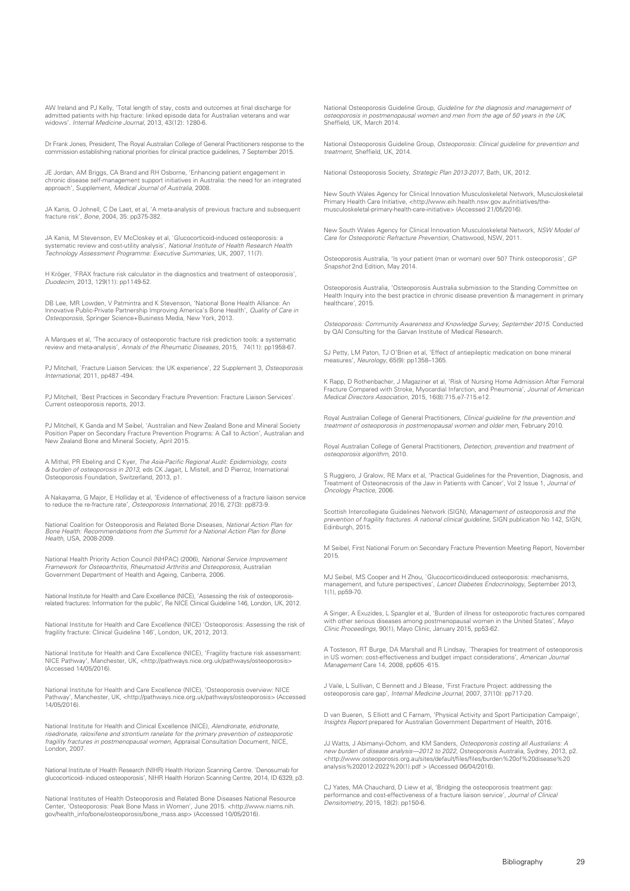AW Ireland and PJ Kelly, 'Total length of stay, costs and outcomes at final discharge for admitted patients with hip fracture: linked episode data for Australian veterans and war widows'. *Internal Medicine Journal*, 2013, 43(12): 1280-6.

Dr Frank Jones, President, The Royal Australian College of General Practitioners response to the commission establishing national priorities for clinical practice guidelines, 7 September 2015.

JE Jordan, AM Briggs, CA Brand and RH Osborne, 'Enhancing patient engagement in chronic disease self-management support initiatives in Australia: the need for an integrated approach', Supplement, *Medical Journal of Australia*, 2008.

JA Kanis, O Johnell, C De Laet, et al, 'A meta-analysis of previous fracture and subsequent fracture risk', *Bone*, 2004, 35: pp375-382.

JA Kanis, M Stevenson, EV McCloskey et al, `Glucocorticoid-induced osteoporosis: a systematic review and cost-utility analysis', *National Institute of Health Research Health Technology Assessment Programme: Executive Summaries*, UK, 2007, 11(7).

H Kröger, 'FRAX fracture risk calculator in the diagnostics and treatment of osteoporosis', *Duodecim*, 2013, 129(11): pp1149-52.

DB Lee, MR Lowden, V Patmintra and K Stevenson, 'National Bone Health Alliance: An Innovative Public-Private Partnership Improving America's Bone Health', *Quality of Care in Osteoporosis*, Springer Science+Business Media, New York, 2013.

A Marques et al, 'The accuracy of osteoporotic fracture risk prediction tools: a systematic review and meta-analysis', *Annals of the Rheumatic Diseases*, 2015, 74(11): pp1958-67.

PJ Mitchell, `Fracture Liaison Services: the UK experience', 22 Supplement 3, *Osteoporosis International*, 2011, pp487 -494.

PJ Mitchell, `Best Practices in Secondary Fracture Prevention: Fracture Liaison Services'. Current osteoporosis reports, 2013.

PJ Mitchell, K Ganda and M Seibel, 'Australian and New Zealand Bone and Mineral Society Position Paper on Secondary Fracture Prevention Programs: A Call to Action', Australian and New Zealand Bone and Mineral Society, April 2015.

A Mithal, PR Ebeling and C Kyer, *The Asia-Pacific Regional Audit: Epidemiology, costs & burden of osteoporosis in 2013*, eds CK Jagait, L Mistell, and D Pierroz, International Osteoporosis Foundation, Switzerland, 2013, p1.

A Nakayama, G Major, E Holliday et al, 'Evidence of effectiveness of a fracture liaison service to reduce the re-fracture rate', *Osteoporosis International*, 2016, 27(3): pp873-9.

National Coalition for Osteoporosis and Related Bone Diseases, *National Action Plan for Bone Health: Recommendations from the Summit for a National Action Plan for Bone Health*, USA, 2008-2009.

National Health Priority Action Council (NHPAC) (2006), *National Service Improvement Framework for Osteoarthritis, Rheumatoid Arthritis and Osteoporosis*, Australian Government Department of Health and Ageing, Canberra, 2006.

National Institute for Health and Care Excellence (NICE), 'Assessing the risk of osteoporosis-related fractures: Information for the public', Re NICE Clinical Guideline 146, London, UK, 2012.

National Institute for Health and Care Excellence (NICE) 'Osteoporosis: Assessing the risk of fragility fracture: Clinical Guideline 146', London, UK, 2012, 2013.

National Institute for Health and Care Excellence (NICE), 'Fragility fracture risk assessment: NICE Pathway', Manchester, UK, <http://pathways.nice.org.uk/pathways/osteoporosis> (Accessed 14/05/2016).

National Institute for Health and Care Excellence (NICE), 'Osteoporosis overview: NICE Pathway', Manchester, UK, <http://pathways.nice.org.uk/pathways/osteoporosis> (Accessed 14/05/2016).

National Institute for Health and Clinical Excellence (NICE), *Alendronate, etidronate, risedronate, raloxifene and strontium ranelate for the primary prevention of osteoporotic fragility fractures in postmenopausal women*, Appraisal Consultation Document, NICE, London, 2007.

National Institute of Health Research (NIHR) Health Horizon Scanning Centre. `Denosumab for glucocorticoid- induced osteoporosis', NIHR Health Horizon Scanning Centre, 2014, ID 6329, p3.

National Institutes of Health Osteoporosis and Related Bone Diseases National Resource Center, 'Osteoporosis: Peak Bone Mass in Women', June 2015. <http://www.niams.nih.gov/health_info/bone/osteoporosis/bone_mass.asp> (Accessed 10/05/2016).

National Osteoporosis Guideline Group, *Guideline for the diagnosis and management of osteoporosis in postmenopausal women and men from the age of 50 years in the UK*, Sheffield, UK, March 2014.

National Osteoporosis Guideline Group, *Osteoporosis: Clinical guideline for prevention and treatment*, Sheffield, UK, 2014.

National Osteoporosis Society, *Strategic Plan 2013-2017*, Bath, UK, 2012.

New South Wales Agency for Clinical Innovation Musculoskeletal Network, Musculoskeletal Primary Health Care Initiative, <http://www.eih.health.nsw.gov.au/initiatives/the-musculoskeletal-primary-health-care-initiative> (Accessed 21/05/2016).

New South Wales Agency for Clinical Innovation Musculoskeletal Network, *NSW Model of Care for Osteoporotic Refracture Prevention*, Chatswood, NSW, 2011.

Osteoporosis Australia, 'Is your patient (man or woman) over 50? Think osteoporosis', *GP Snapshot* 2nd Edition, May 2014.

Osteoporosis Australia, 'Osteoporosis Australia submission to the Standing Committee on Health Inquiry into the best practice in chronic disease prevention & management in primary healthcare', 2015.

*Osteoporosis: Community Awareness and Knowledge Survey, September 2015*. Conducted by QAI Consulting for the Garvan Institute of Medical Research.

SJ Petty, LM Paton, TJ O'Brien et al, 'Effect of antiepileptic medication on bone mineral measures', *Neurology*, 65(9): pp1358–1365.

K Rapp, D Rothenbacher, J Magaziner et al, 'Risk of Nursing Home Admission After Femoral Fracture Compared with Stroke, Myocardial Infarction, and Pneumonia', *Journal of American Medical Directors Association*, 2015, 16(8):715.e7-715.e12.

Royal Australian College of General Practitioners, *Clinical guideline for the prevention and treatment of osteoporosis in postmenopausal women and older men*, February 2010.

Royal Australian College of General Practitioners, *Detection, prevention and treatment of osteoporosis algorithm*, 2010.

S Ruggiero, J Gralow, RE Marx et al, 'Practical Guidelines for the Prevention, Diagnosis, and Treatment of Osteonecrosis of the Jaw in Patients with Cancer', Vol 2 Issue 1, *Journal of Oncology Practice*, 2006.

Scottish Intercollegiate Guidelines Network (SIGN), *Management of osteoporosis and the prevention of fragility fractures. A national clinical guideline*, SIGN publication No 142, SIGN, Edinburgh, 2015.

M Seibel, First National Forum on Secondary Fracture Prevention Meeting Report, November 2015.

MJ Seibel, MS Cooper and H Zhou, `Glucocorticoidinduced osteoporosis: mechanisms, management, and future perspectives', *Lancet Diabetes Endocrinology*, September 2013, 1(1), pp59-70.

A Singer, A Exuzides, L Spangler et al, 'Burden of illness for osteoporotic fractures compared with other serious diseases among postmenopausal women in the United States', *Mayo Clinic Proceedings*, 90(1), Mayo Clinic, January 2015, pp53-62.

A Tosteson, RT Burge, DA Marshall and R Lindsay, `Therapies for treatment of osteoporosis in US women: cost-effectiveness and budget impact considerations', *American Journal Management* Care 14, 2008, pp605 -615.

J Vaile, L Sullivan, C Bennett and J Blease, 'First Fracture Project: addressing the osteoporosis care gap', *Internal Medicine Journal*, 2007, 37(10): pp717-20.

D van Bueren, S Elliott and C Farnam, 'Physical Activity and Sport Participation Campaign', *Insights Report* prepared for Australian Government Department of Health, 2016.

JJ Watts, J Abimanyi-Ochom, and KM Sanders, *Osteoporosis costing all Australians: A new burden of disease analysis—2012 to 2022*, Osteoporosis Australia, Sydney, 2013, p2. <http://www.osteoporosis.org.au/sites/default/files/files/burden%20of%20disease%20analysis%202012-2022%20(1).pdf > (Accessed 06/04/2016).

CJ Yates, MA Chauchard, D Liew et al, 'Bridging the osteoporosis treatment gap: performance and cost-effectiveness of a fracture liaison service', *Journal of Clinical Densitometry*, 2015, 18(2): pp150-6.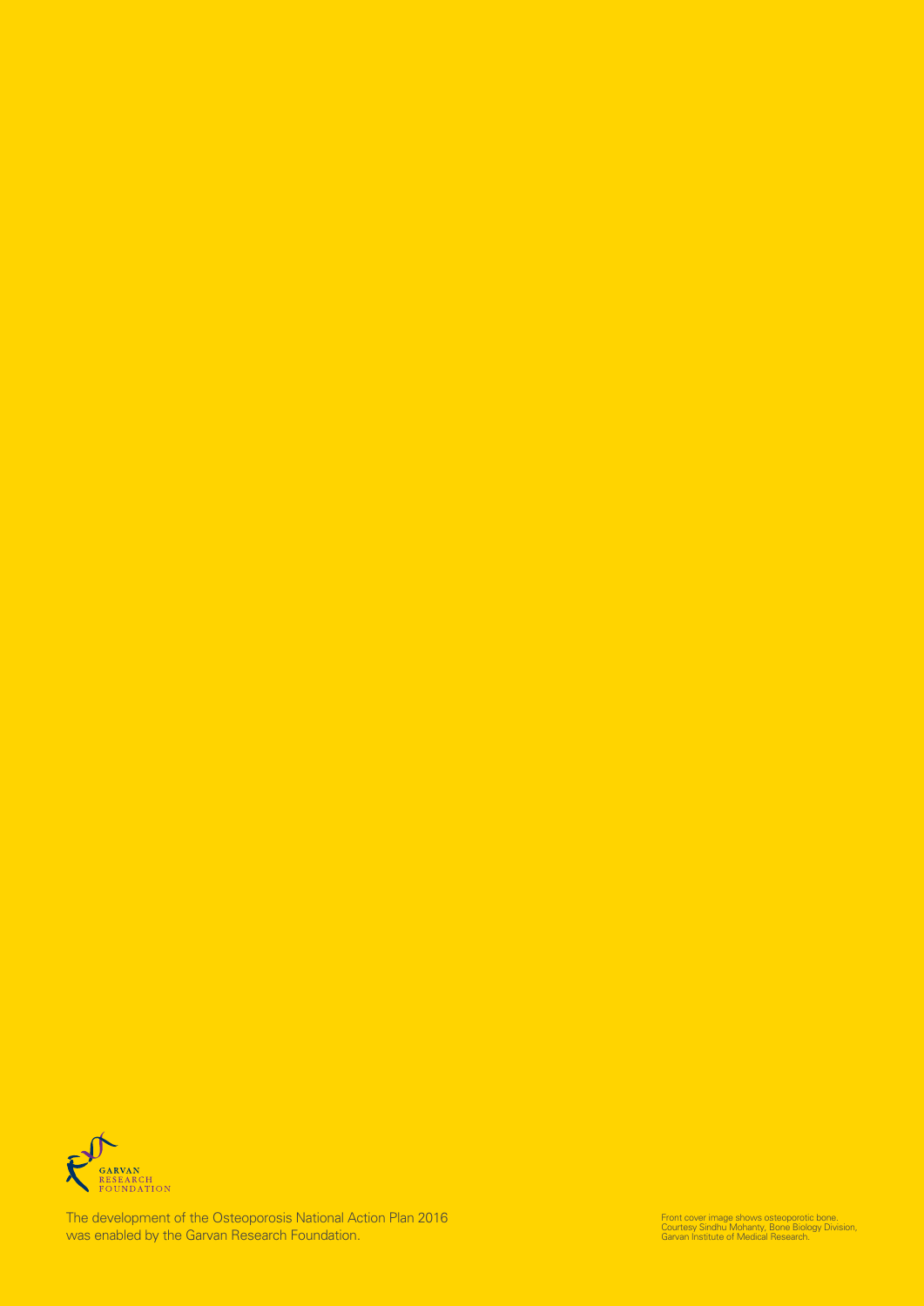GARVAN
RESEARCH
FOUNDATION

The development of the Osteoporosis National Action Plan 2016 was enabled by the Garvan Research Foundation.

Front cover image shows osteoporotic bone.
Courtesy Sindhu Mohanty, Bone Biology Division, Garvan Institute of Medical Research.